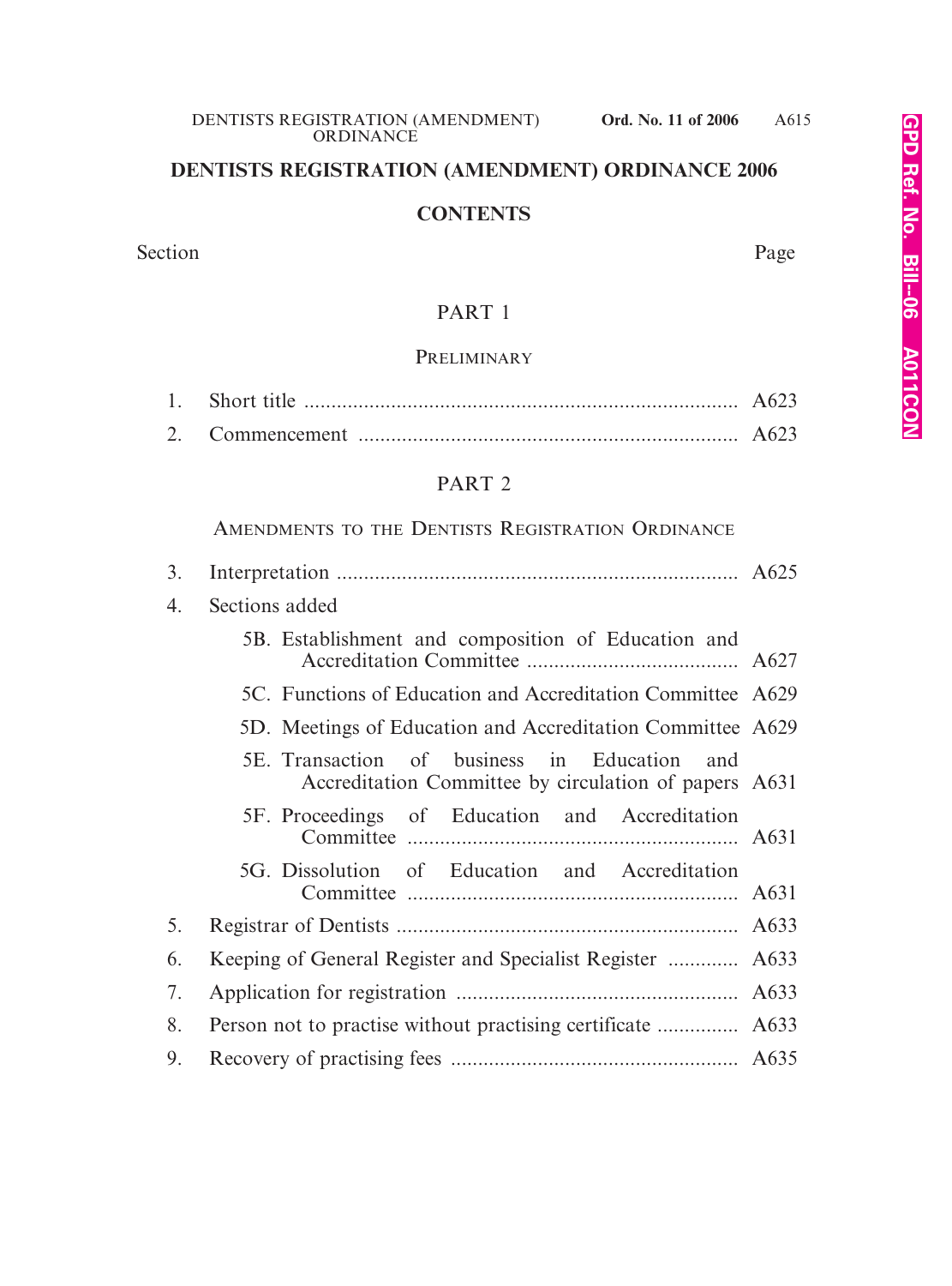# DENTISTS REGISTRATION (AMENDMENT) ORDINANCE 2006

## CONTENTS

| Section | | Page |
|---|---|---|

### PART 1

#### PRELIMINARY

| | | |
|---|---|---|
| 1. | Short title | A623 |
| 2. | Commencement | A623 |

### PART 2

#### AMENDMENTS TO THE DENTISTS REGISTRATION ORDINANCE

| | | |
|---|---|---|
| 3. | Interpretation | A625 |
| 4. | Sections added | |
| | 5B. Establishment and composition of Education and Accreditation Committee | A627 |
| | 5C. Functions of Education and Accreditation Committee | A629 |
| | 5D. Meetings of Education and Accreditation Committee | A629 |
| | 5E. Transaction of business in Education and Accreditation Committee by circulation of papers | A631 |
| | 5F. Proceedings of Education and Accreditation Committee | A631 |
| | 5G. Dissolution of Education and Accreditation Committee | A631 |
| 5. | Registrar of Dentists | A633 |
| 6. | Keeping of General Register and Specialist Register | A633 |
| 7. | Application for registration | A633 |
| 8. | Person not to practise without practising certificate | A633 |
| 9. | Recovery of practising fees | A635 |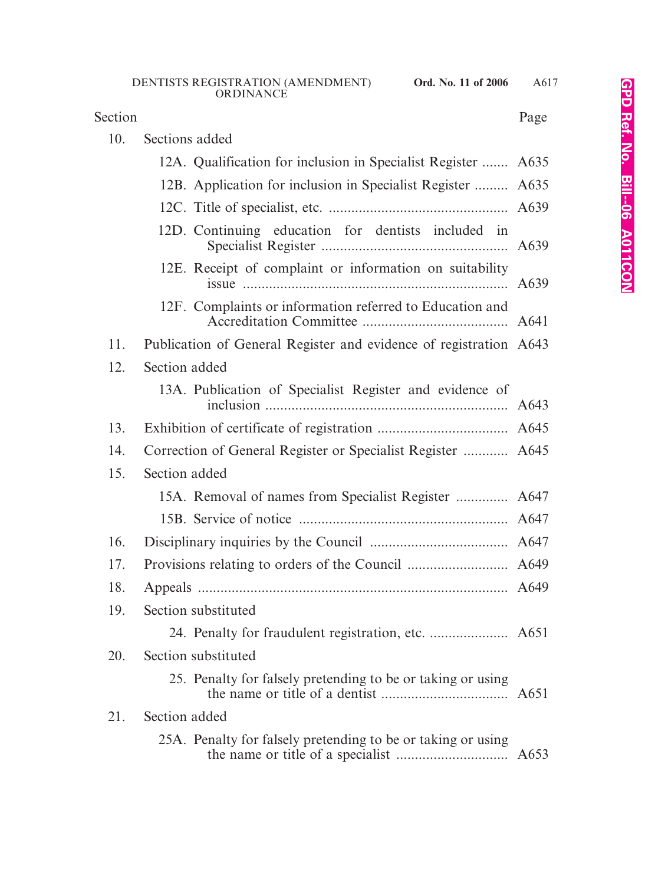| Section | | Page |
|---|---|---|
| 10. | Sections added | |
| | 12A. Qualification for inclusion in Specialist Register | A635 |
| | 12B. Application for inclusion in Specialist Register | A635 |
| | 12C. Title of specialist, etc. | A639 |
| | 12D. Continuing education for dentists included in Specialist Register | A639 |
| | 12E. Receipt of complaint or information on suitability issue | A639 |
| | 12F. Complaints or information referred to Education and Accreditation Committee | A641 |
| 11. | Publication of General Register and evidence of registration | A643 |
| 12. | Section added | |
| | 13A. Publication of Specialist Register and evidence of inclusion | A643 |
| 13. | Exhibition of certificate of registration | A645 |
| 14. | Correction of General Register or Specialist Register | A645 |
| 15. | Section added | |
| | 15A. Removal of names from Specialist Register | A647 |
| | 15B. Service of notice | A647 |
| 16. | Disciplinary inquiries by the Council | A647 |
| 17. | Provisions relating to orders of the Council | A649 |
| 18. | Appeals | A649 |
| 19. | Section substituted | |
| | 24. Penalty for fraudulent registration, etc. | A651 |
| 20. | Section substituted | |
| | 25. Penalty for falsely pretending to be or taking or using the name or title of a dentist | A651 |
| 21. | Section added | |
| | 25A. Penalty for falsely pretending to be or taking or using the name or title of a specialist | A653 |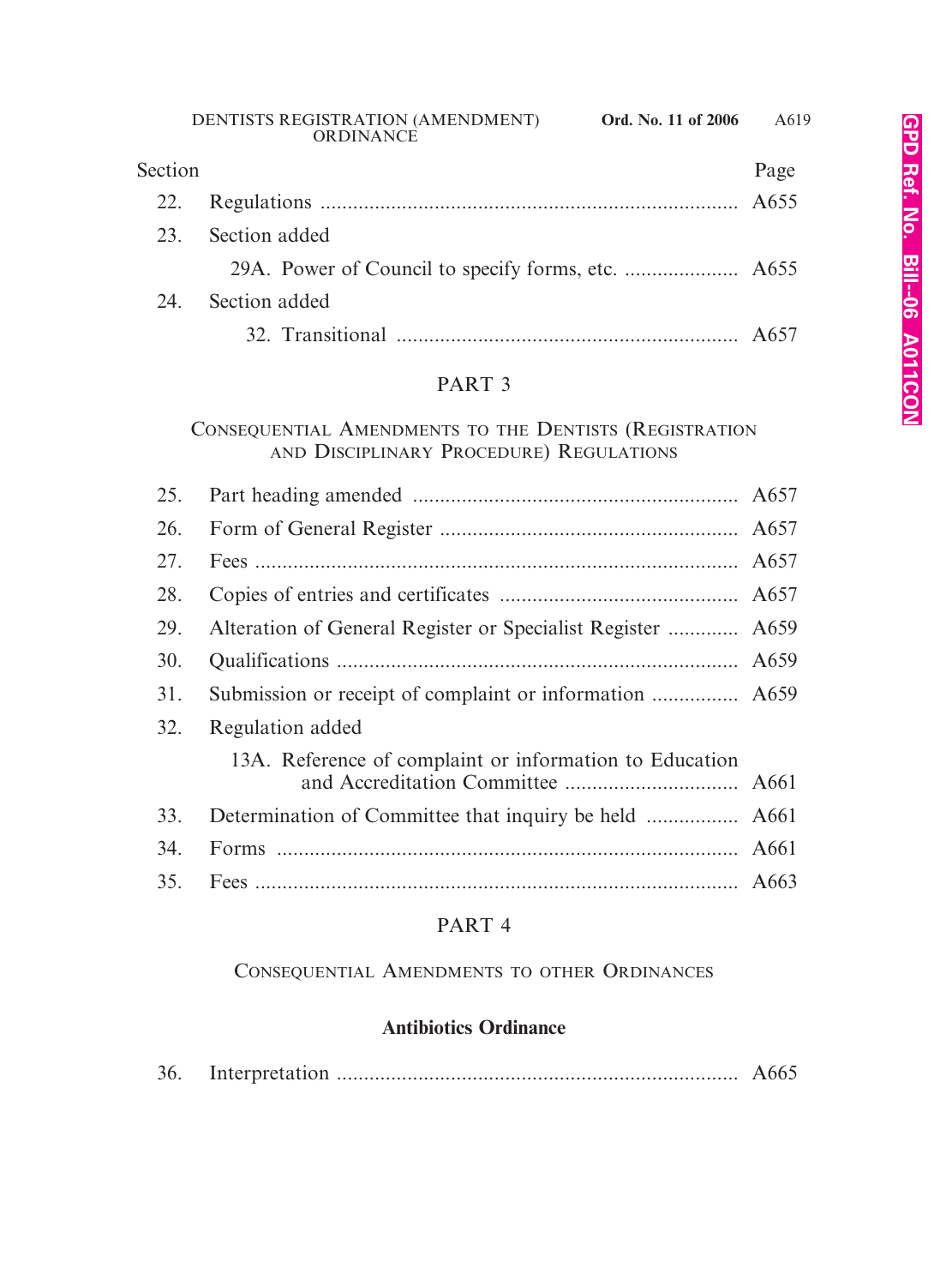| Section | | Page |
|---|---|---|
| 22. | Regulations | A655 |
| 23. | Section added | |
| | 29A. Power of Council to specify forms, etc. | A655 |
| 24. | Section added | |
| | 32. Transitional | A657 |

## PART 3

### Consequential Amendments to the Dentists (Registration and Disciplinary Procedure) Regulations

| Section | | Page |
|---|---|---|
| 25. | Part heading amended | A657 |
| 26. | Form of General Register | A657 |
| 27. | Fees | A657 |
| 28. | Copies of entries and certificates | A657 |
| 29. | Alteration of General Register or Specialist Register | A659 |
| 30. | Qualifications | A659 |
| 31. | Submission or receipt of complaint or information | A659 |
| 32. | Regulation added | |
| | 13A. Reference of complaint or information to Education and Accreditation Committee | A661 |
| 33. | Determination of Committee that inquiry be held | A661 |
| 34. | Forms | A661 |
| 35. | Fees | A663 |

## PART 4

### Consequential Amendments to other Ordinances

**Antibiotics Ordinance**

| Section | | Page |
|---|---|---|
| 36. | Interpretation | A665 |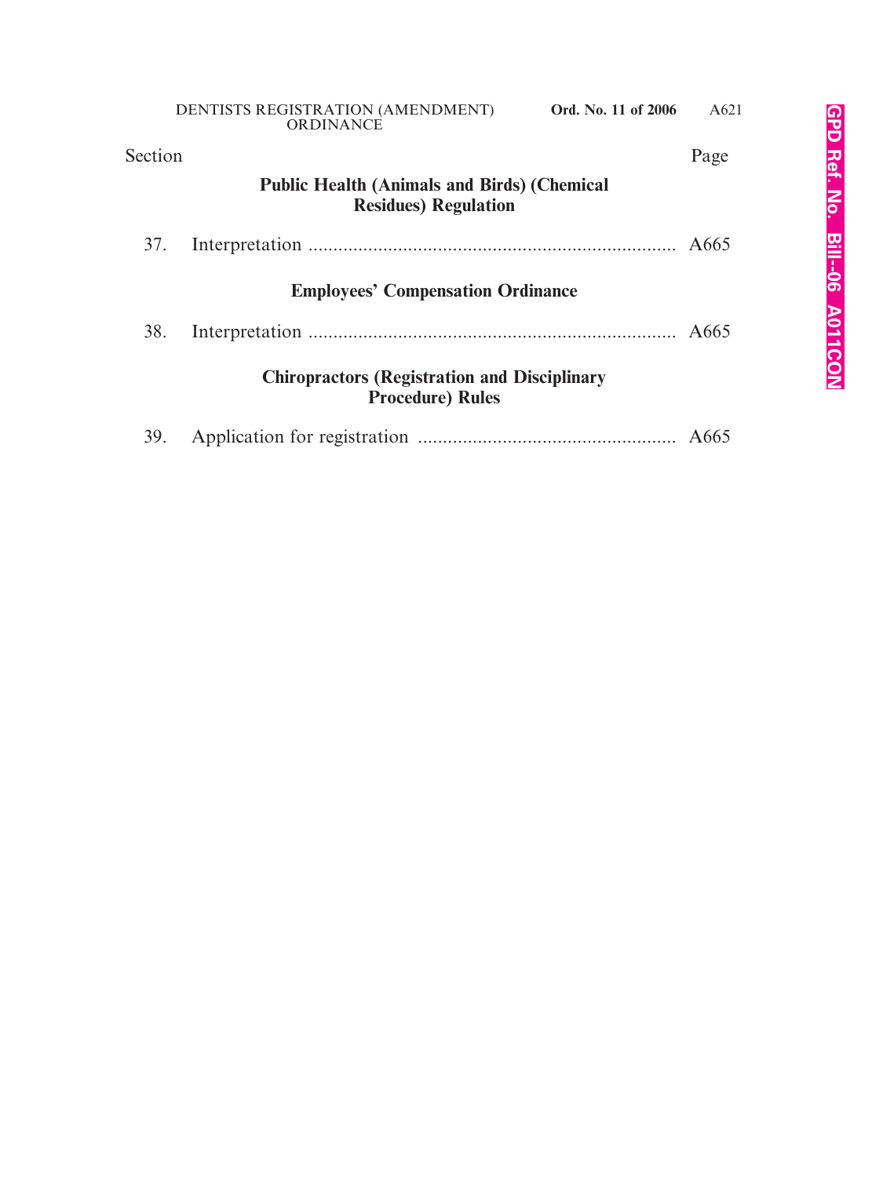| Section | | Page |
|---|---|---|
| | **Public Health (Animals and Birds) (Chemical Residues) Regulation** | |
| 37. | Interpretation | A665 |
| | **Employees' Compensation Ordinance** | |
| 38. | Interpretation | A665 |
| | **Chiropractors (Registration and Disciplinary Procedure) Rules** | |
| 39. | Application for registration | A665 |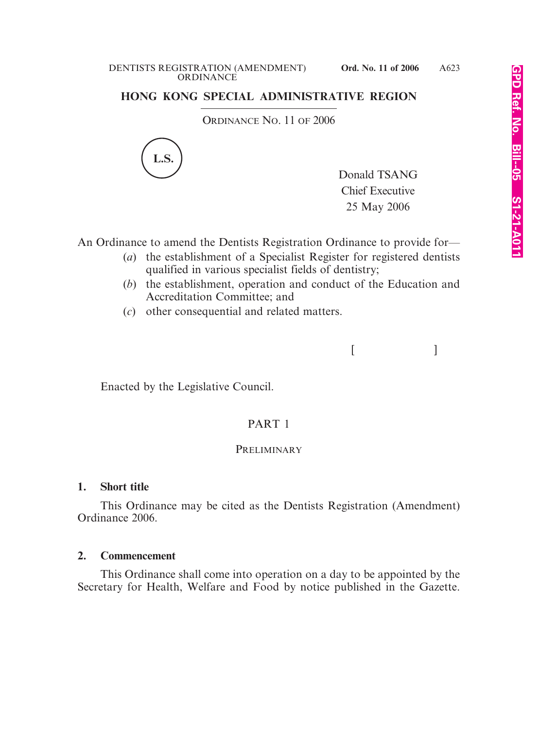# HONG KONG SPECIAL ADMINISTRATIVE REGION

ORDINANCE NO. 11 OF 2006

L.S.

Donald TSANG
Chief Executive
25 May 2006

An Ordinance to amend the Dentists Registration Ordinance to provide for—

(*a*) the establishment of a Specialist Register for registered dentists qualified in various specialist fields of dentistry;

(*b*) the establishment, operation and conduct of the Education and Accreditation Committee; and

(*c*) other consequential and related matters.

[ ]

Enacted by the Legislative Council.

## PART 1

### PRELIMINARY

**1. Short title**

This Ordinance may be cited as the Dentists Registration (Amendment) Ordinance 2006.

**2. Commencement**

This Ordinance shall come into operation on a day to be appointed by the Secretary for Health, Welfare and Food by notice published in the Gazette.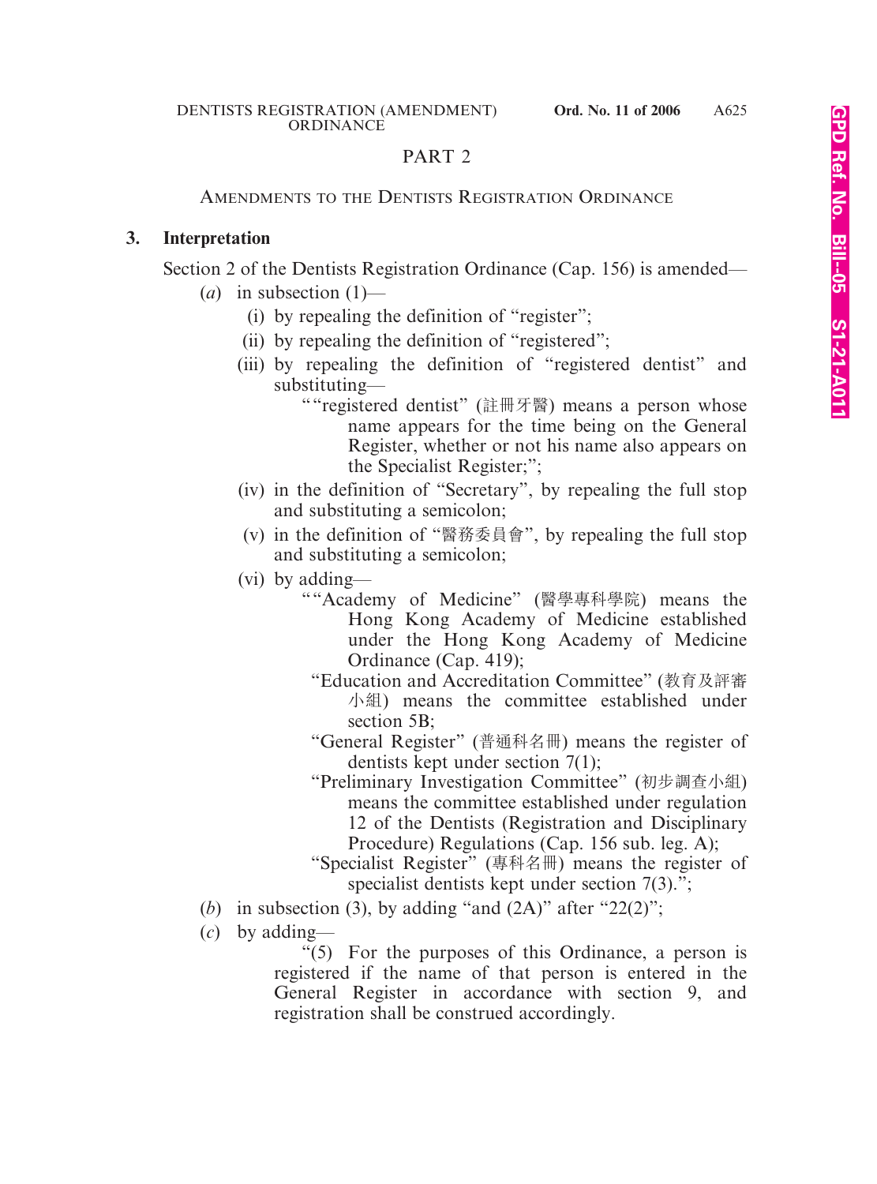# PART 2

## AMENDMENTS TO THE DENTISTS REGISTRATION ORDINANCE

### 3. Interpretation

Section 2 of the Dentists Registration Ordinance (Cap. 156) is amended—

(*a*) in subsection (1)—

(i) by repealing the definition of "register";

(ii) by repealing the definition of "registered";

(iii) by repealing the definition of "registered dentist" and substituting—

""registered dentist" (註冊牙醫) means a person whose name appears for the time being on the General Register, whether or not his name also appears on the Specialist Register;";

(iv) in the definition of "Secretary", by repealing the full stop and substituting a semicolon;

(v) in the definition of "醫務委員會", by repealing the full stop and substituting a semicolon;

(vi) by adding—

""Academy of Medicine" (醫學專科學院) means the Hong Kong Academy of Medicine established under the Hong Kong Academy of Medicine Ordinance (Cap. 419);

"Education and Accreditation Committee" (教育及評審小組) means the committee established under section 5B;

"General Register" (普通科名冊) means the register of dentists kept under section 7(1);

"Preliminary Investigation Committee" (初步調查小組) means the committee established under regulation 12 of the Dentists (Registration and Disciplinary Procedure) Regulations (Cap. 156 sub. leg. A);

"Specialist Register" (專科名冊) means the register of specialist dentists kept under section 7(3).";

(*b*) in subsection (3), by adding "and (2A)" after "22(2)";

(*c*) by adding—

"(5) For the purposes of this Ordinance, a person is registered if the name of that person is entered in the General Register in accordance with section 9, and registration shall be construed accordingly.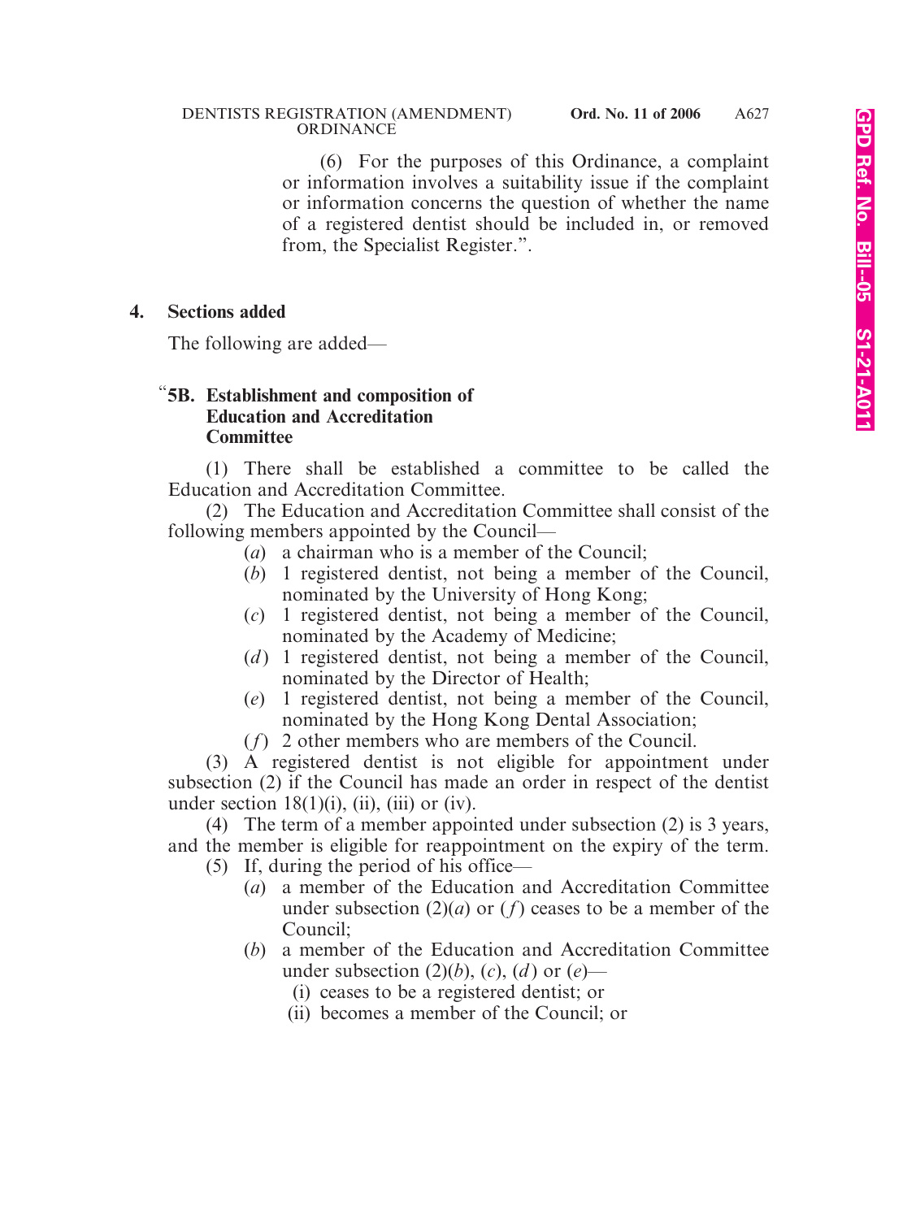(6) For the purposes of this Ordinance, a complaint or information involves a suitability issue if the complaint or information concerns the question of whether the name of a registered dentist should be included in, or removed from, the Specialist Register.”.

**4. Sections added**

The following are added—

**“5B. Establishment and composition of Education and Accreditation Committee**

(1) There shall be established a committee to be called the Education and Accreditation Committee.

(2) The Education and Accreditation Committee shall consist of the following members appointed by the Council—

(*a*) a chairman who is a member of the Council;

(*b*) 1 registered dentist, not being a member of the Council, nominated by the University of Hong Kong;

(*c*) 1 registered dentist, not being a member of the Council, nominated by the Academy of Medicine;

(*d*) 1 registered dentist, not being a member of the Council, nominated by the Director of Health;

(*e*) 1 registered dentist, not being a member of the Council, nominated by the Hong Kong Dental Association;

(*f*) 2 other members who are members of the Council.

(3) A registered dentist is not eligible for appointment under subsection (2) if the Council has made an order in respect of the dentist under section 18(1)(i), (ii), (iii) or (iv).

(4) The term of a member appointed under subsection (2) is 3 years, and the member is eligible for reappointment on the expiry of the term.

(5) If, during the period of his office—

(*a*) a member of the Education and Accreditation Committee under subsection (2)(*a*) or (*f*) ceases to be a member of the Council;

(*b*) a member of the Education and Accreditation Committee under subsection (2)(*b*), (*c*), (*d*) or (*e*)—

(i) ceases to be a registered dentist; or

(ii) becomes a member of the Council; or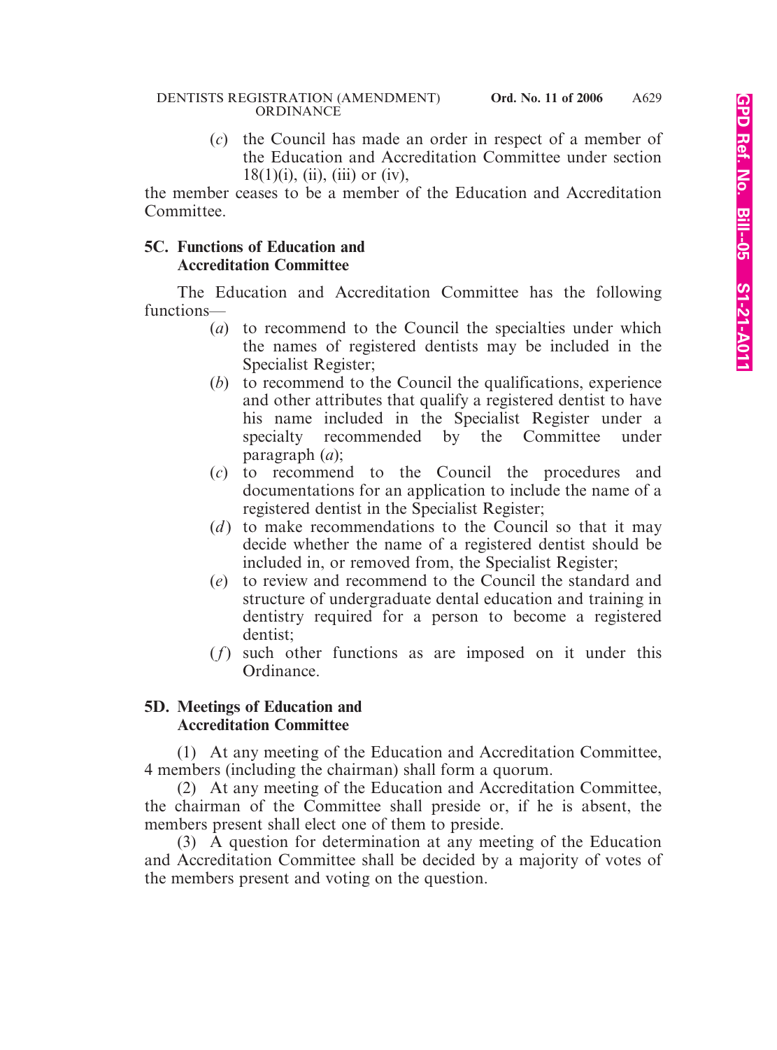(*c*) the Council has made an order in respect of a member of the Education and Accreditation Committee under section 18(1)(i), (ii), (iii) or (iv),

the member ceases to be a member of the Education and Accreditation Committee.

**5C. Functions of Education and Accreditation Committee**

The Education and Accreditation Committee has the following functions—

(*a*) to recommend to the Council the specialties under which the names of registered dentists may be included in the Specialist Register;

(*b*) to recommend to the Council the qualifications, experience and other attributes that qualify a registered dentist to have his name included in the Specialist Register under a specialty recommended by the Committee under paragraph (*a*);

(*c*) to recommend to the Council the procedures and documentations for an application to include the name of a registered dentist in the Specialist Register;

(*d*) to make recommendations to the Council so that it may decide whether the name of a registered dentist should be included in, or removed from, the Specialist Register;

(*e*) to review and recommend to the Council the standard and structure of undergraduate dental education and training in dentistry required for a person to become a registered dentist;

(*f*) such other functions as are imposed on it under this Ordinance.

**5D. Meetings of Education and Accreditation Committee**

(1) At any meeting of the Education and Accreditation Committee, 4 members (including the chairman) shall form a quorum.

(2) At any meeting of the Education and Accreditation Committee, the chairman of the Committee shall preside or, if he is absent, the members present shall elect one of them to preside.

(3) A question for determination at any meeting of the Education and Accreditation Committee shall be decided by a majority of votes of the members present and voting on the question.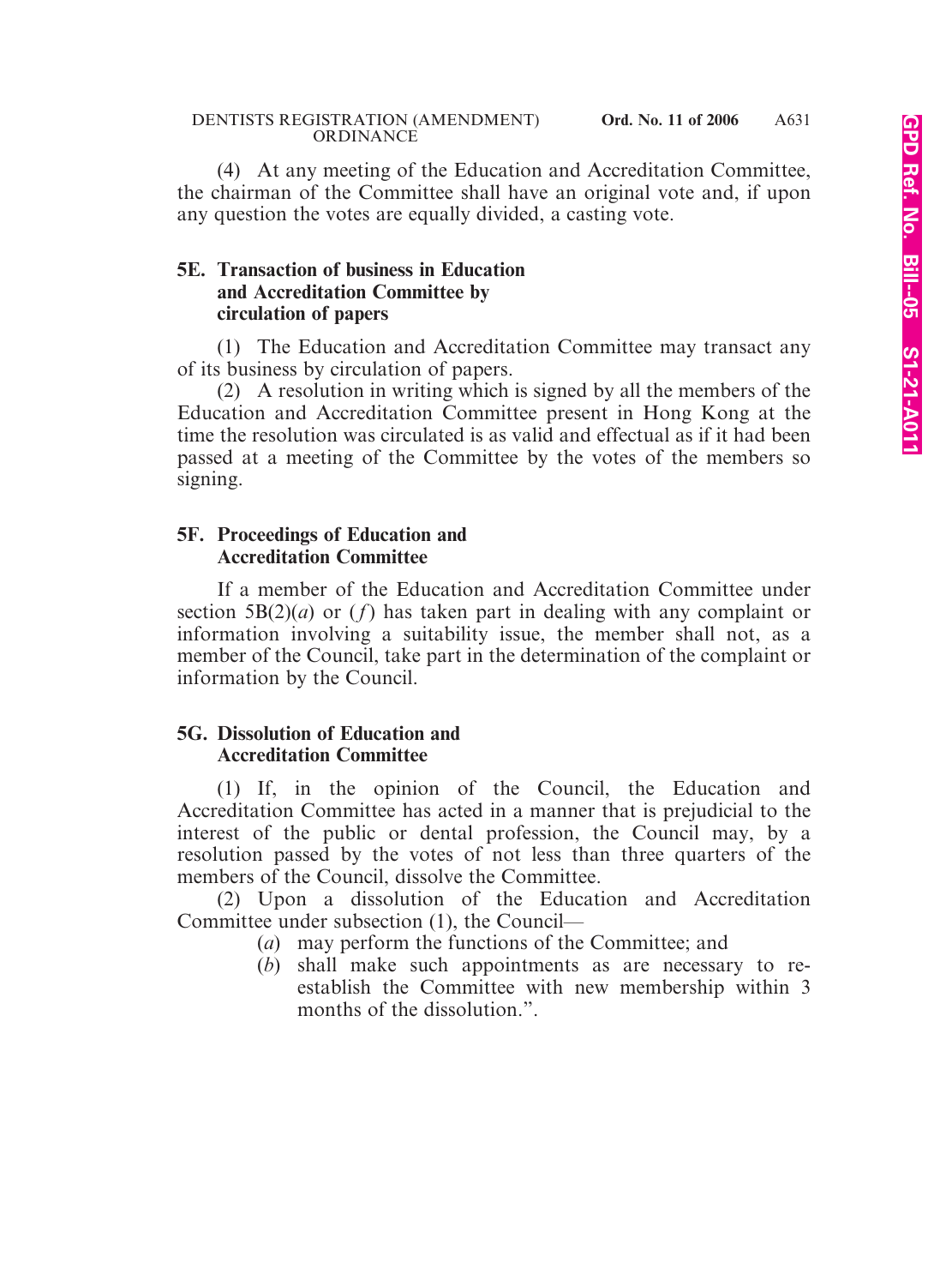(4) At any meeting of the Education and Accreditation Committee, the chairman of the Committee shall have an original vote and, if upon any question the votes are equally divided, a casting vote.

### 5E. Transaction of business in Education and Accreditation Committee by circulation of papers

(1) The Education and Accreditation Committee may transact any of its business by circulation of papers.

(2) A resolution in writing which is signed by all the members of the Education and Accreditation Committee present in Hong Kong at the time the resolution was circulated is as valid and effectual as if it had been passed at a meeting of the Committee by the votes of the members so signing.

### 5F. Proceedings of Education and Accreditation Committee

If a member of the Education and Accreditation Committee under section 5B(2)(*a*) or (*f*) has taken part in dealing with any complaint or information involving a suitability issue, the member shall not, as a member of the Council, take part in the determination of the complaint or information by the Council.

### 5G. Dissolution of Education and Accreditation Committee

(1) If, in the opinion of the Council, the Education and Accreditation Committee has acted in a manner that is prejudicial to the interest of the public or dental profession, the Council may, by a resolution passed by the votes of not less than three quarters of the members of the Council, dissolve the Committee.

(2) Upon a dissolution of the Education and Accreditation Committee under subsection (1), the Council—

(*a*) may perform the functions of the Committee; and

(*b*) shall make such appointments as are necessary to re-establish the Committee with new membership within 3 months of the dissolution.".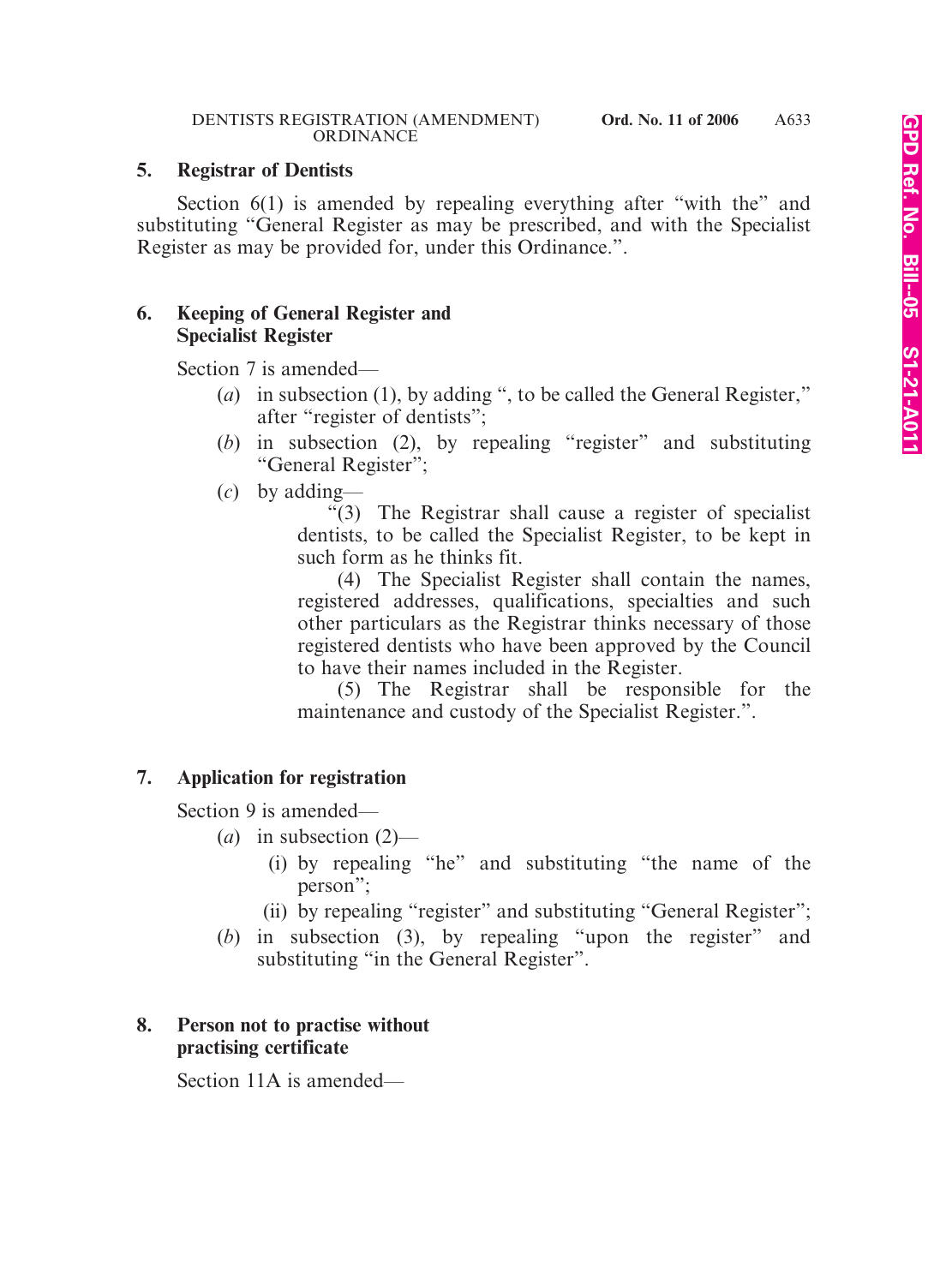**5. Registrar of Dentists**

Section 6(1) is amended by repealing everything after "with the" and substituting "General Register as may be prescribed, and with the Specialist Register as may be provided for, under this Ordinance.".

**6. Keeping of General Register and Specialist Register**

Section 7 is amended—

(*a*) in subsection (1), by adding ", to be called the General Register," after "register of dentists";

(*b*) in subsection (2), by repealing "register" and substituting "General Register";

(*c*) by adding—

"(3) The Registrar shall cause a register of specialist dentists, to be called the Specialist Register, to be kept in such form as he thinks fit.

(4) The Specialist Register shall contain the names, registered addresses, qualifications, specialties and such other particulars as the Registrar thinks necessary of those registered dentists who have been approved by the Council to have their names included in the Register.

(5) The Registrar shall be responsible for the maintenance and custody of the Specialist Register.".

**7. Application for registration**

Section 9 is amended—

(*a*) in subsection (2)—

(i) by repealing "he" and substituting "the name of the person";

(ii) by repealing "register" and substituting "General Register";

(*b*) in subsection (3), by repealing "upon the register" and substituting "in the General Register".

**8. Person not to practise without practising certificate**

Section 11A is amended—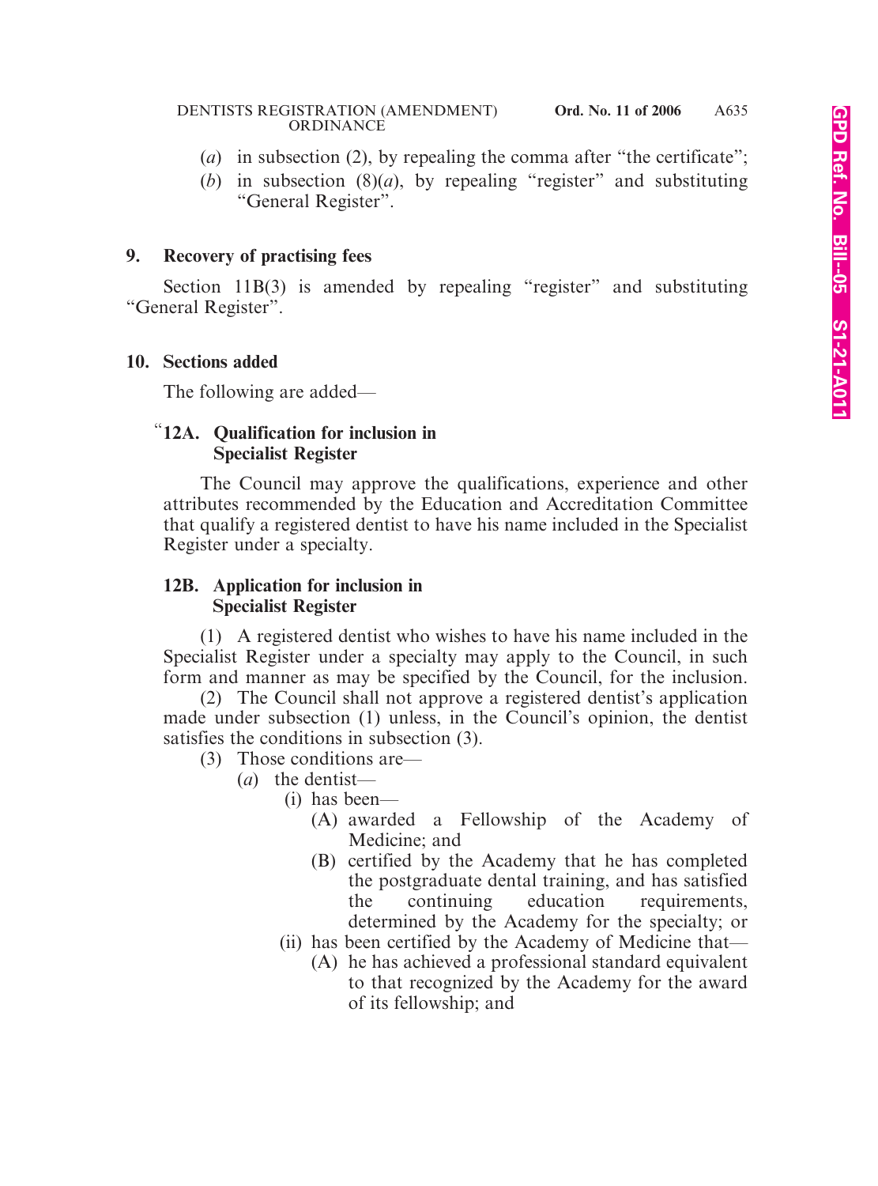(*a*) in subsection (2), by repealing the comma after "the certificate";

(*b*) in subsection (8)(*a*), by repealing "register" and substituting "General Register".

**9. Recovery of practising fees**

Section 11B(3) is amended by repealing "register" and substituting "General Register".

**10. Sections added**

The following are added—

"**12A. Qualification for inclusion in Specialist Register**

The Council may approve the qualifications, experience and other attributes recommended by the Education and Accreditation Committee that qualify a registered dentist to have his name included in the Specialist Register under a specialty.

**12B. Application for inclusion in Specialist Register**

(1) A registered dentist who wishes to have his name included in the Specialist Register under a specialty may apply to the Council, in such form and manner as may be specified by the Council, for the inclusion.

(2) The Council shall not approve a registered dentist's application made under subsection (1) unless, in the Council's opinion, the dentist satisfies the conditions in subsection (3).

(3) Those conditions are—

(*a*) the dentist—

(i) has been—

(A) awarded a Fellowship of the Academy of Medicine; and

(B) certified by the Academy that he has completed the postgraduate dental training, and has satisfied the continuing education requirements, determined by the Academy for the specialty; or

(ii) has been certified by the Academy of Medicine that—

(A) he has achieved a professional standard equivalent to that recognized by the Academy for the award of its fellowship; and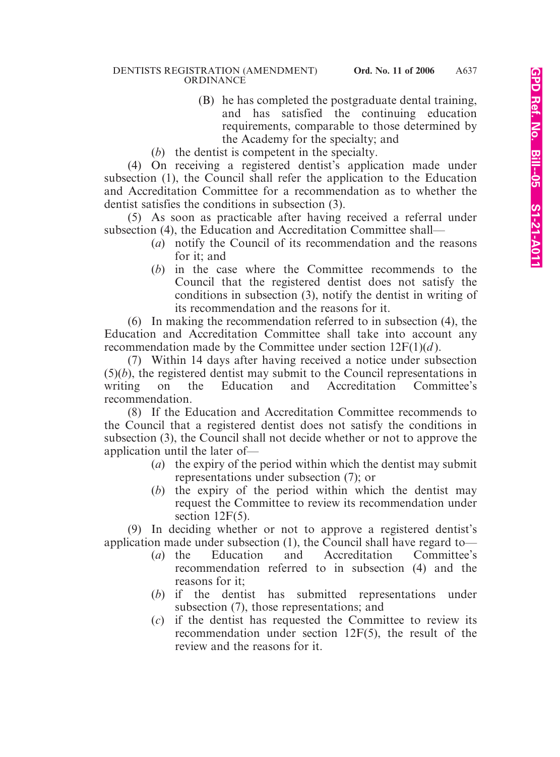(B) he has completed the postgraduate dental training, and has satisfied the continuing education requirements, comparable to those determined by the Academy for the specialty; and

(*b*) the dentist is competent in the specialty.

(4) On receiving a registered dentist's application made under subsection (1), the Council shall refer the application to the Education and Accreditation Committee for a recommendation as to whether the dentist satisfies the conditions in subsection (3).

(5) As soon as practicable after having received a referral under subsection (4), the Education and Accreditation Committee shall—

(*a*) notify the Council of its recommendation and the reasons for it; and

(*b*) in the case where the Committee recommends to the Council that the registered dentist does not satisfy the conditions in subsection (3), notify the dentist in writing of its recommendation and the reasons for it.

(6) In making the recommendation referred to in subsection (4), the Education and Accreditation Committee shall take into account any recommendation made by the Committee under section 12F(1)(*d*).

(7) Within 14 days after having received a notice under subsection (5)(*b*), the registered dentist may submit to the Council representations in writing on the Education and Accreditation Committee's recommendation.

(8) If the Education and Accreditation Committee recommends to the Council that a registered dentist does not satisfy the conditions in subsection (3), the Council shall not decide whether or not to approve the application until the later of—

(*a*) the expiry of the period within which the dentist may submit representations under subsection (7); or

(*b*) the expiry of the period within which the dentist may request the Committee to review its recommendation under section 12F(5).

(9) In deciding whether or not to approve a registered dentist's application made under subsection (1), the Council shall have regard to—

(*a*) the Education and Accreditation Committee's recommendation referred to in subsection (4) and the reasons for it;

(*b*) if the dentist has submitted representations under subsection (7), those representations; and

(*c*) if the dentist has requested the Committee to review its recommendation under section 12F(5), the result of the review and the reasons for it.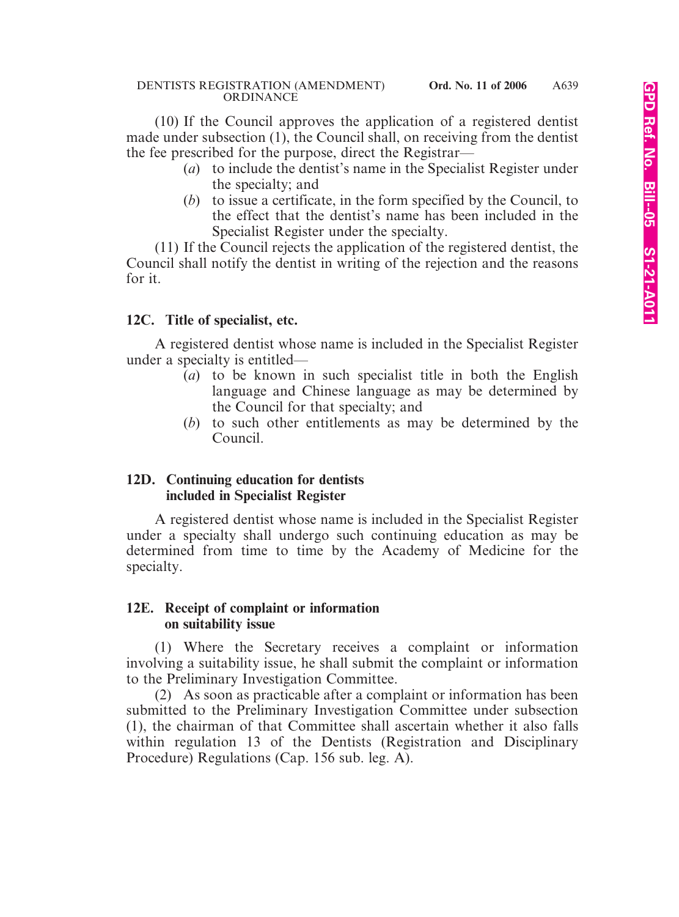(10) If the Council approves the application of a registered dentist made under subsection (1), the Council shall, on receiving from the dentist the fee prescribed for the purpose, direct the Registrar—

- (*a*) to include the dentist's name in the Specialist Register under the specialty; and
- (*b*) to issue a certificate, in the form specified by the Council, to the effect that the dentist's name has been included in the Specialist Register under the specialty.

(11) If the Council rejects the application of the registered dentist, the Council shall notify the dentist in writing of the rejection and the reasons for it.

**12C. Title of specialist, etc.**

A registered dentist whose name is included in the Specialist Register under a specialty is entitled—

- (*a*) to be known in such specialist title in both the English language and Chinese language as may be determined by the Council for that specialty; and
- (*b*) to such other entitlements as may be determined by the Council.

**12D. Continuing education for dentists included in Specialist Register**

A registered dentist whose name is included in the Specialist Register under a specialty shall undergo such continuing education as may be determined from time to time by the Academy of Medicine for the specialty.

**12E. Receipt of complaint or information on suitability issue**

(1) Where the Secretary receives a complaint or information involving a suitability issue, he shall submit the complaint or information to the Preliminary Investigation Committee.

(2) As soon as practicable after a complaint or information has been submitted to the Preliminary Investigation Committee under subsection (1), the chairman of that Committee shall ascertain whether it also falls within regulation 13 of the Dentists (Registration and Disciplinary Procedure) Regulations (Cap. 156 sub. leg. A).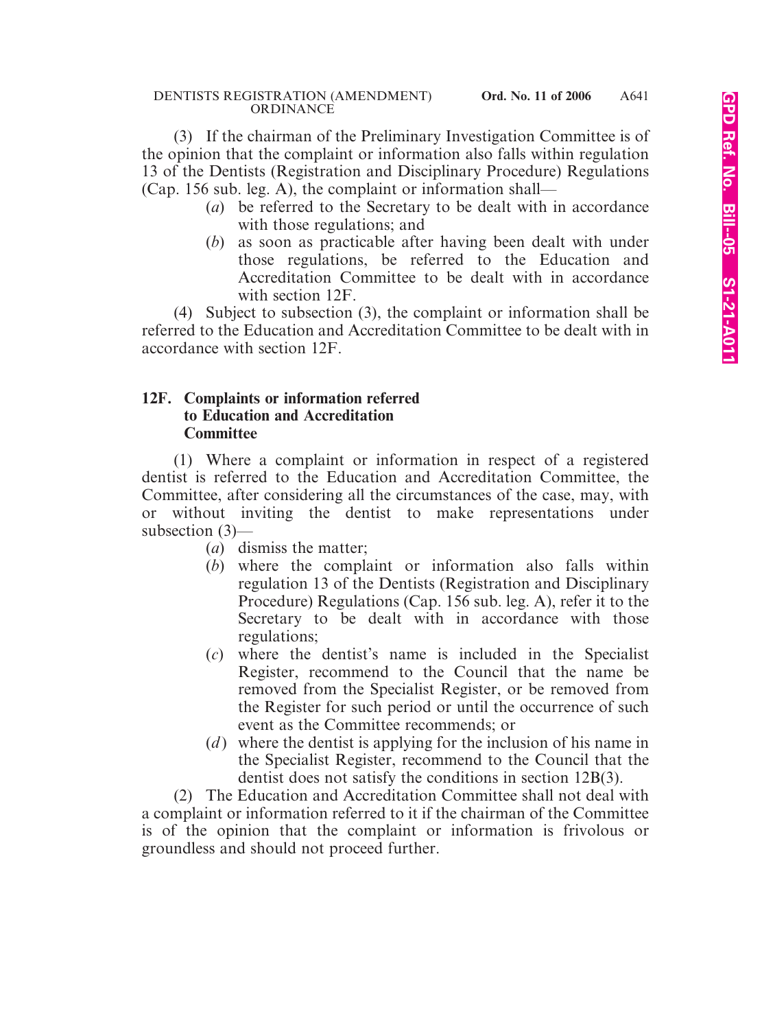(3) If the chairman of the Preliminary Investigation Committee is of the opinion that the complaint or information also falls within regulation 13 of the Dentists (Registration and Disciplinary Procedure) Regulations (Cap. 156 sub. leg. A), the complaint or information shall—

(*a*) be referred to the Secretary to be dealt with in accordance with those regulations; and

(*b*) as soon as practicable after having been dealt with under those regulations, be referred to the Education and Accreditation Committee to be dealt with in accordance with section 12F.

(4) Subject to subsection (3), the complaint or information shall be referred to the Education and Accreditation Committee to be dealt with in accordance with section 12F.

**12F. Complaints or information referred to Education and Accreditation Committee**

(1) Where a complaint or information in respect of a registered dentist is referred to the Education and Accreditation Committee, the Committee, after considering all the circumstances of the case, may, with or without inviting the dentist to make representations under subsection (3)—

(*a*) dismiss the matter;

(*b*) where the complaint or information also falls within regulation 13 of the Dentists (Registration and Disciplinary Procedure) Regulations (Cap. 156 sub. leg. A), refer it to the Secretary to be dealt with in accordance with those regulations;

(*c*) where the dentist's name is included in the Specialist Register, recommend to the Council that the name be removed from the Specialist Register, or be removed from the Register for such period or until the occurrence of such event as the Committee recommends; or

(*d*) where the dentist is applying for the inclusion of his name in the Specialist Register, recommend to the Council that the dentist does not satisfy the conditions in section 12B(3).

(2) The Education and Accreditation Committee shall not deal with a complaint or information referred to it if the chairman of the Committee is of the opinion that the complaint or information is frivolous or groundless and should not proceed further.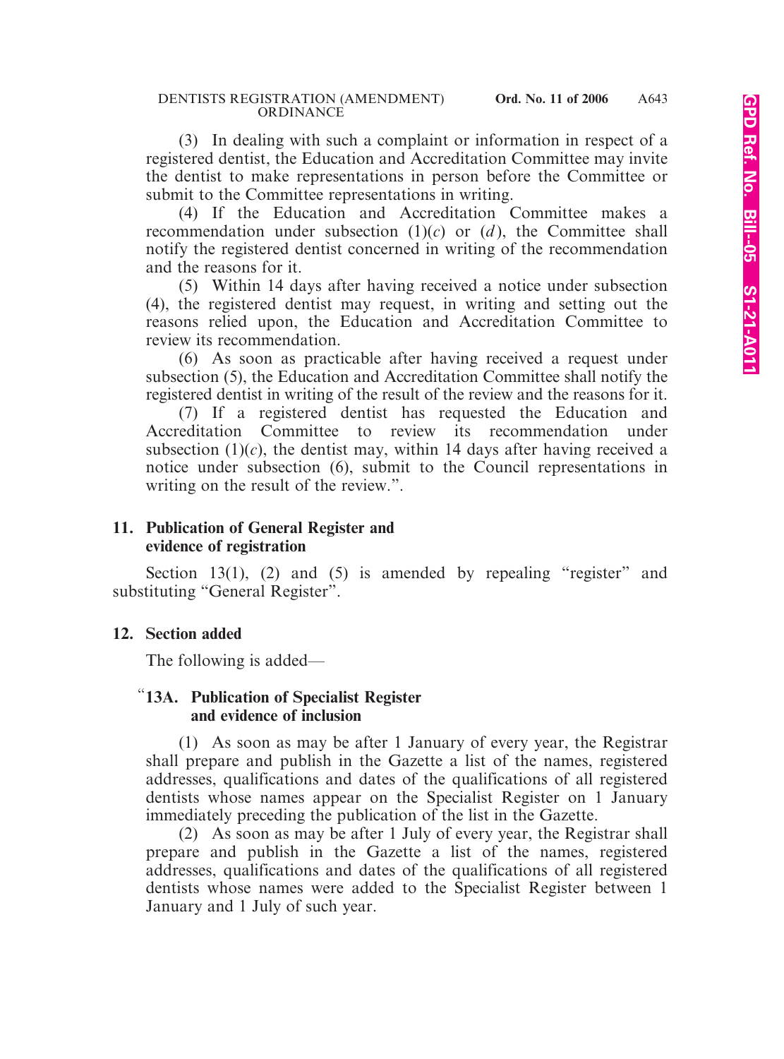(3) In dealing with such a complaint or information in respect of a registered dentist, the Education and Accreditation Committee may invite the dentist to make representations in person before the Committee or submit to the Committee representations in writing.

(4) If the Education and Accreditation Committee makes a recommendation under subsection (1)(*c*) or (*d*), the Committee shall notify the registered dentist concerned in writing of the recommendation and the reasons for it.

(5) Within 14 days after having received a notice under subsection (4), the registered dentist may request, in writing and setting out the reasons relied upon, the Education and Accreditation Committee to review its recommendation.

(6) As soon as practicable after having received a request under subsection (5), the Education and Accreditation Committee shall notify the registered dentist in writing of the result of the review and the reasons for it.

(7) If a registered dentist has requested the Education and Accreditation Committee to review its recommendation under subsection (1)(*c*), the dentist may, within 14 days after having received a notice under subsection (6), submit to the Council representations in writing on the result of the review.".

**11. Publication of General Register and evidence of registration**

Section 13(1), (2) and (5) is amended by repealing "register" and substituting "General Register".

**12. Section added**

The following is added—

"**13A. Publication of Specialist Register and evidence of inclusion**

(1) As soon as may be after 1 January of every year, the Registrar shall prepare and publish in the Gazette a list of the names, registered addresses, qualifications and dates of the qualifications of all registered dentists whose names appear on the Specialist Register on 1 January immediately preceding the publication of the list in the Gazette.

(2) As soon as may be after 1 July of every year, the Registrar shall prepare and publish in the Gazette a list of the names, registered addresses, qualifications and dates of the qualifications of all registered dentists whose names were added to the Specialist Register between 1 January and 1 July of such year.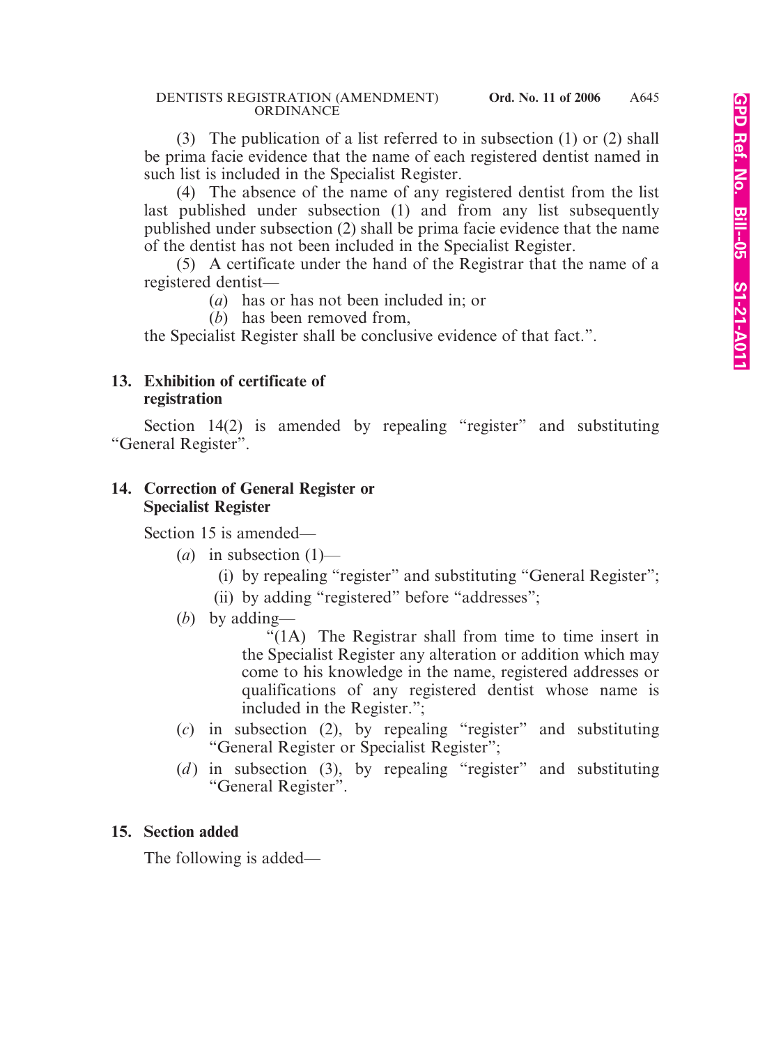(3) The publication of a list referred to in subsection (1) or (2) shall be prima facie evidence that the name of each registered dentist named in such list is included in the Specialist Register.

(4) The absence of the name of any registered dentist from the list last published under subsection (1) and from any list subsequently published under subsection (2) shall be prima facie evidence that the name of the dentist has not been included in the Specialist Register.

(5) A certificate under the hand of the Registrar that the name of a registered dentist—

(*a*) has or has not been included in; or

(*b*) has been removed from,

the Specialist Register shall be conclusive evidence of that fact.".

**13. Exhibition of certificate of registration**

Section 14(2) is amended by repealing "register" and substituting "General Register".

**14. Correction of General Register or Specialist Register**

Section 15 is amended—

(*a*) in subsection (1)—

(i) by repealing "register" and substituting "General Register";

(ii) by adding "registered" before "addresses";

(*b*) by adding—

"(1A) The Registrar shall from time to time insert in the Specialist Register any alteration or addition which may come to his knowledge in the name, registered addresses or qualifications of any registered dentist whose name is included in the Register.";

(*c*) in subsection (2), by repealing "register" and substituting "General Register or Specialist Register";

(*d*) in subsection (3), by repealing "register" and substituting "General Register".

**15. Section added**

The following is added—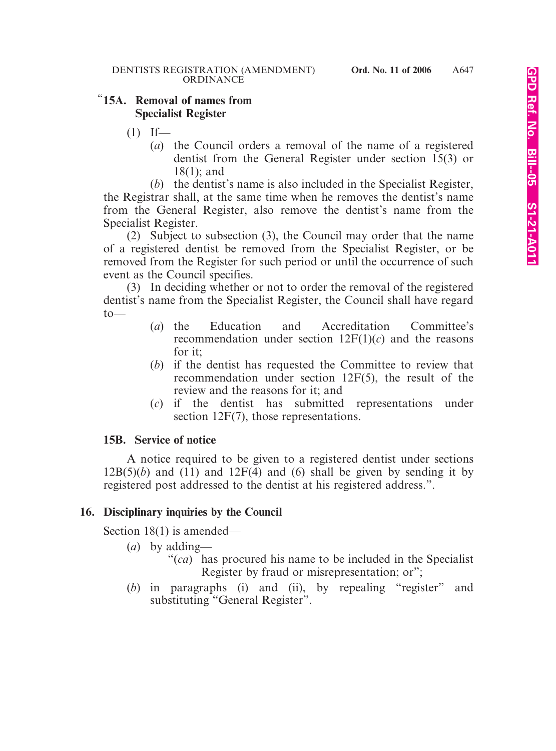"**15A. Removal of names from Specialist Register**

(1) If—

(*a*) the Council orders a removal of the name of a registered dentist from the General Register under section 15(3) or 18(1); and

(*b*) the dentist's name is also included in the Specialist Register,

the Registrar shall, at the same time when he removes the dentist's name from the General Register, also remove the dentist's name from the Specialist Register.

(2) Subject to subsection (3), the Council may order that the name of a registered dentist be removed from the Specialist Register, or be removed from the Register for such period or until the occurrence of such event as the Council specifies.

(3) In deciding whether or not to order the removal of the registered dentist's name from the Specialist Register, the Council shall have regard to—

(*a*) the Education and Accreditation Committee's recommendation under section 12F(1)(*c*) and the reasons for it;

(*b*) if the dentist has requested the Committee to review that recommendation under section 12F(5), the result of the review and the reasons for it; and

(*c*) if the dentist has submitted representations under section 12F(7), those representations.

**15B. Service of notice**

A notice required to be given to a registered dentist under sections 12B(5)(*b*) and (11) and 12F(4) and (6) shall be given by sending it by registered post addressed to the dentist at his registered address.".

**16. Disciplinary inquiries by the Council**

Section 18(1) is amended—

(*a*) by adding—

"(*ca*) has procured his name to be included in the Specialist Register by fraud or misrepresentation; or";

(*b*) in paragraphs (i) and (ii), by repealing "register" and substituting "General Register".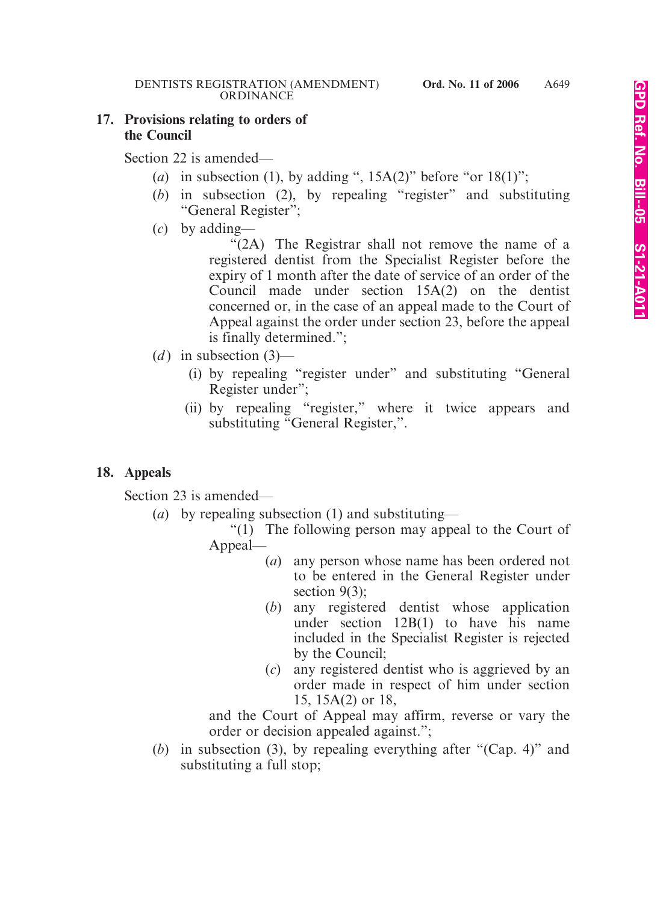**17. Provisions relating to orders of the Council**

Section 22 is amended—

(*a*) in subsection (1), by adding ", 15A(2)" before "or 18(1)";

(*b*) in subsection (2), by repealing "register" and substituting "General Register";

(*c*) by adding—

"(2A) The Registrar shall not remove the name of a registered dentist from the Specialist Register before the expiry of 1 month after the date of service of an order of the Council made under section 15A(2) on the dentist concerned or, in the case of an appeal made to the Court of Appeal against the order under section 23, before the appeal is finally determined.";

(*d*) in subsection (3)—

(i) by repealing "register under" and substituting "General Register under";

(ii) by repealing "register," where it twice appears and substituting "General Register,".

**18. Appeals**

Section 23 is amended—

(*a*) by repealing subsection (1) and substituting—

"(1) The following person may appeal to the Court of Appeal—

(*a*) any person whose name has been ordered not to be entered in the General Register under section 9(3);

(*b*) any registered dentist whose application under section 12B(1) to have his name included in the Specialist Register is rejected by the Council;

(*c*) any registered dentist who is aggrieved by an order made in respect of him under section 15, 15A(2) or 18,

and the Court of Appeal may affirm, reverse or vary the order or decision appealed against.";

(*b*) in subsection (3), by repealing everything after "(Cap. 4)" and substituting a full stop;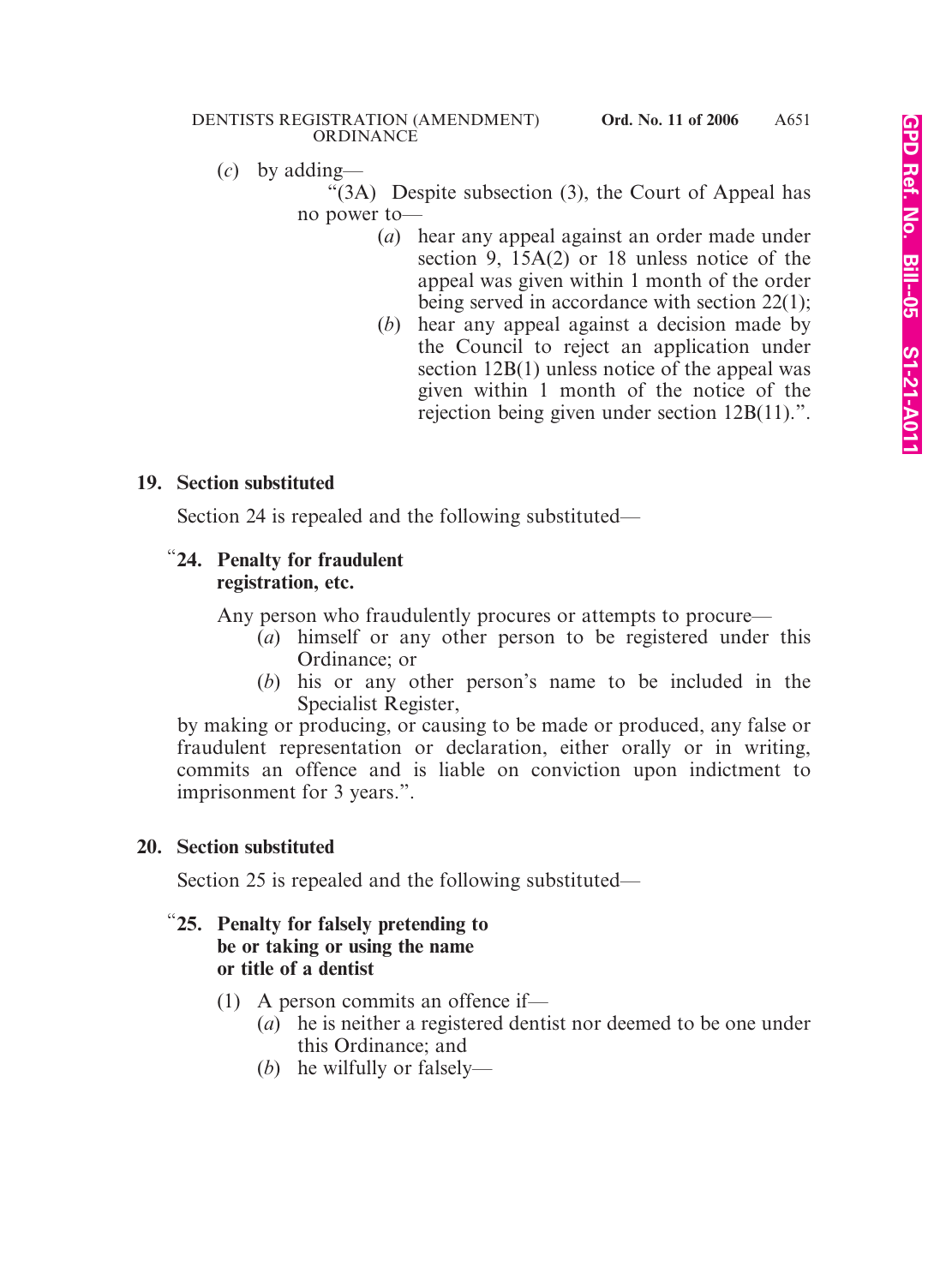(*c*) by adding—

“(3A) Despite subsection (3), the Court of Appeal has no power to—

(*a*) hear any appeal against an order made under section 9, 15A(2) or 18 unless notice of the appeal was given within 1 month of the order being served in accordance with section 22(1);

(*b*) hear any appeal against a decision made by the Council to reject an application under section 12B(1) unless notice of the appeal was given within 1 month of the notice of the rejection being given under section 12B(11).”.

**19. Section substituted**

Section 24 is repealed and the following substituted—

“**24. Penalty for fraudulent registration, etc.**

Any person who fraudulently procures or attempts to procure—

(*a*) himself or any other person to be registered under this Ordinance; or

(*b*) his or any other person’s name to be included in the Specialist Register,

by making or producing, or causing to be made or produced, any false or fraudulent representation or declaration, either orally or in writing, commits an offence and is liable on conviction upon indictment to imprisonment for 3 years.”.

**20. Section substituted**

Section 25 is repealed and the following substituted—

“**25. Penalty for falsely pretending to be or taking or using the name or title of a dentist**

(1) A person commits an offence if—

(*a*) he is neither a registered dentist nor deemed to be one under this Ordinance; and

(*b*) he wilfully or falsely—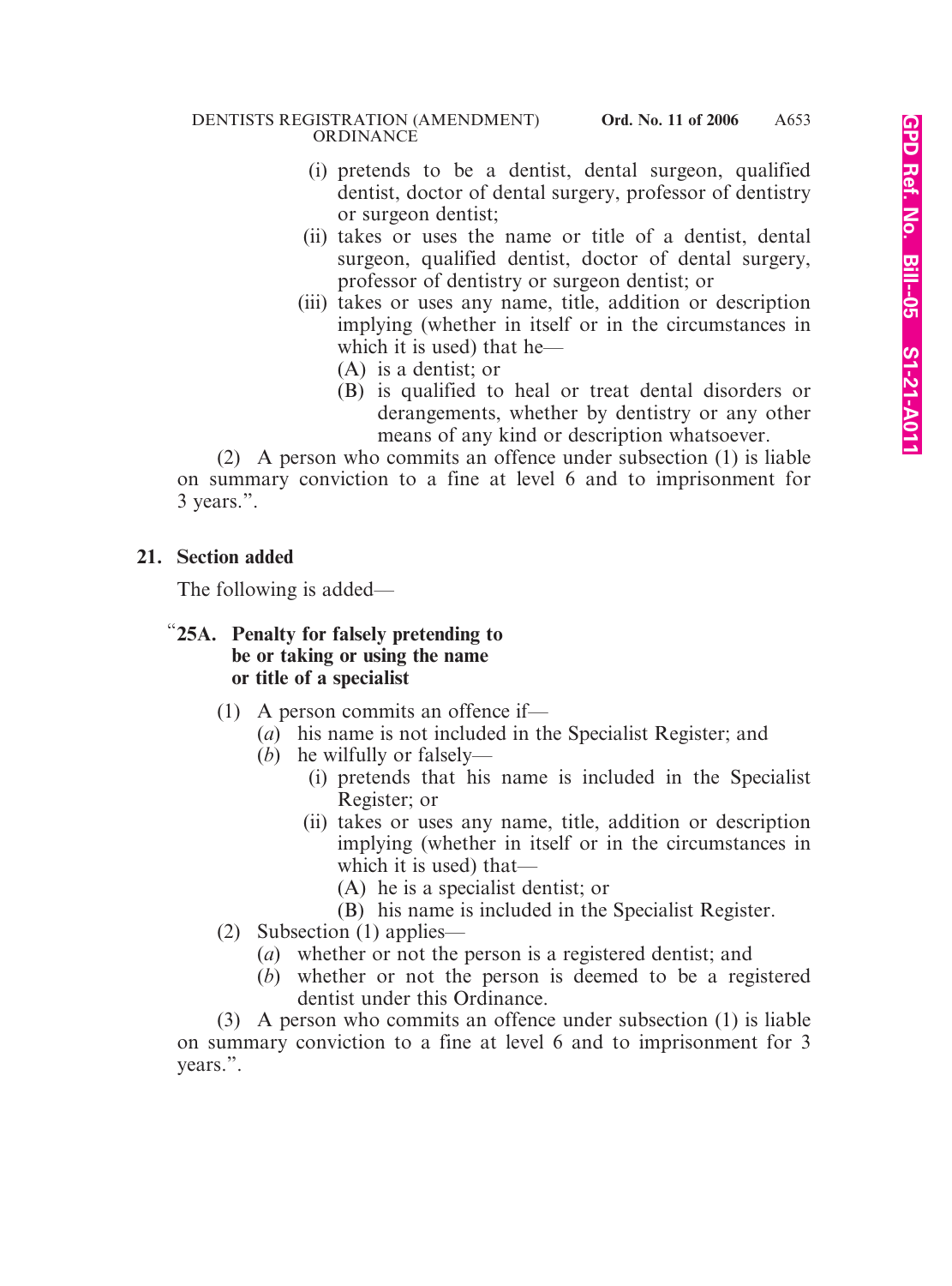(i) pretends to be a dentist, dental surgeon, qualified dentist, doctor of dental surgery, professor of dentistry or surgeon dentist;

(ii) takes or uses the name or title of a dentist, dental surgeon, qualified dentist, doctor of dental surgery, professor of dentistry or surgeon dentist; or

(iii) takes or uses any name, title, addition or description implying (whether in itself or in the circumstances in which it is used) that he—

(A) is a dentist; or

(B) is qualified to heal or treat dental disorders or derangements, whether by dentistry or any other means of any kind or description whatsoever.

(2) A person who commits an offence under subsection (1) is liable on summary conviction to a fine at level 6 and to imprisonment for 3 years.".

**21. Section added**

The following is added—

"**25A. Penalty for falsely pretending to be or taking or using the name or title of a specialist**

(1) A person commits an offence if—

(*a*) his name is not included in the Specialist Register; and

(*b*) he wilfully or falsely—

(i) pretends that his name is included in the Specialist Register; or

(ii) takes or uses any name, title, addition or description implying (whether in itself or in the circumstances in which it is used) that—

(A) he is a specialist dentist; or

(B) his name is included in the Specialist Register.

(2) Subsection (1) applies—

(*a*) whether or not the person is a registered dentist; and

(*b*) whether or not the person is deemed to be a registered dentist under this Ordinance.

(3) A person who commits an offence under subsection (1) is liable on summary conviction to a fine at level 6 and to imprisonment for 3 years.".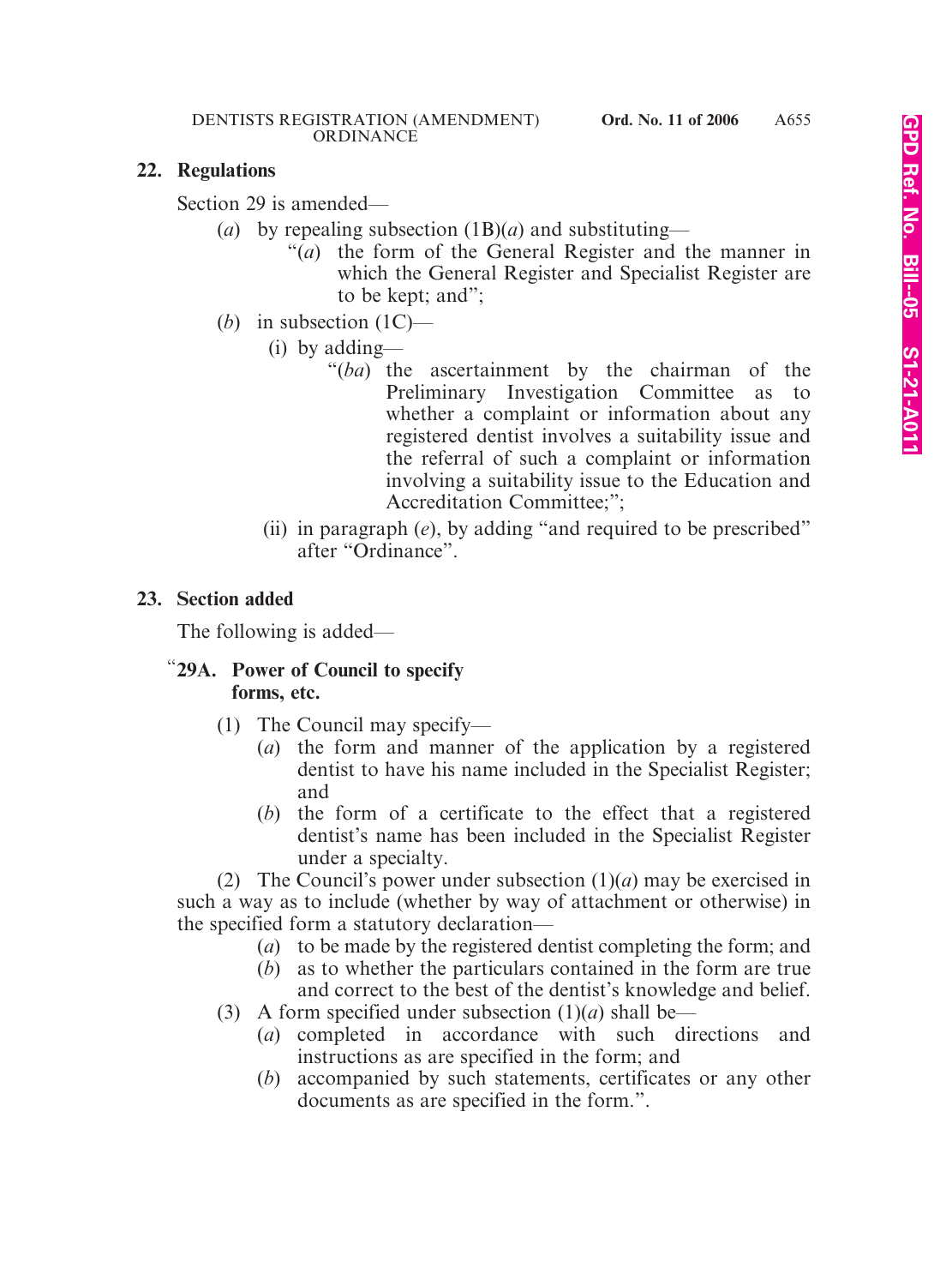**22. Regulations**

Section 29 is amended—

(*a*) by repealing subsection (1B)(*a*) and substituting—

"(*a*) the form of the General Register and the manner in which the General Register and Specialist Register are to be kept; and";

(*b*) in subsection (1C)—

(i) by adding—

"(*ba*) the ascertainment by the chairman of the Preliminary Investigation Committee as to whether a complaint or information about any registered dentist involves a suitability issue and the referral of such a complaint or information involving a suitability issue to the Education and Accreditation Committee;";

(ii) in paragraph (*e*), by adding "and required to be prescribed" after "Ordinance".

**23. Section added**

The following is added—

"**29A. Power of Council to specify forms, etc.**

(1) The Council may specify—

(*a*) the form and manner of the application by a registered dentist to have his name included in the Specialist Register; and

(*b*) the form of a certificate to the effect that a registered dentist's name has been included in the Specialist Register under a specialty.

(2) The Council's power under subsection (1)(*a*) may be exercised in such a way as to include (whether by way of attachment or otherwise) in the specified form a statutory declaration—

(*a*) to be made by the registered dentist completing the form; and

(*b*) as to whether the particulars contained in the form are true and correct to the best of the dentist's knowledge and belief.

(3) A form specified under subsection (1)(*a*) shall be—

(*a*) completed in accordance with such directions and instructions as are specified in the form; and

(*b*) accompanied by such statements, certificates or any other documents as are specified in the form.".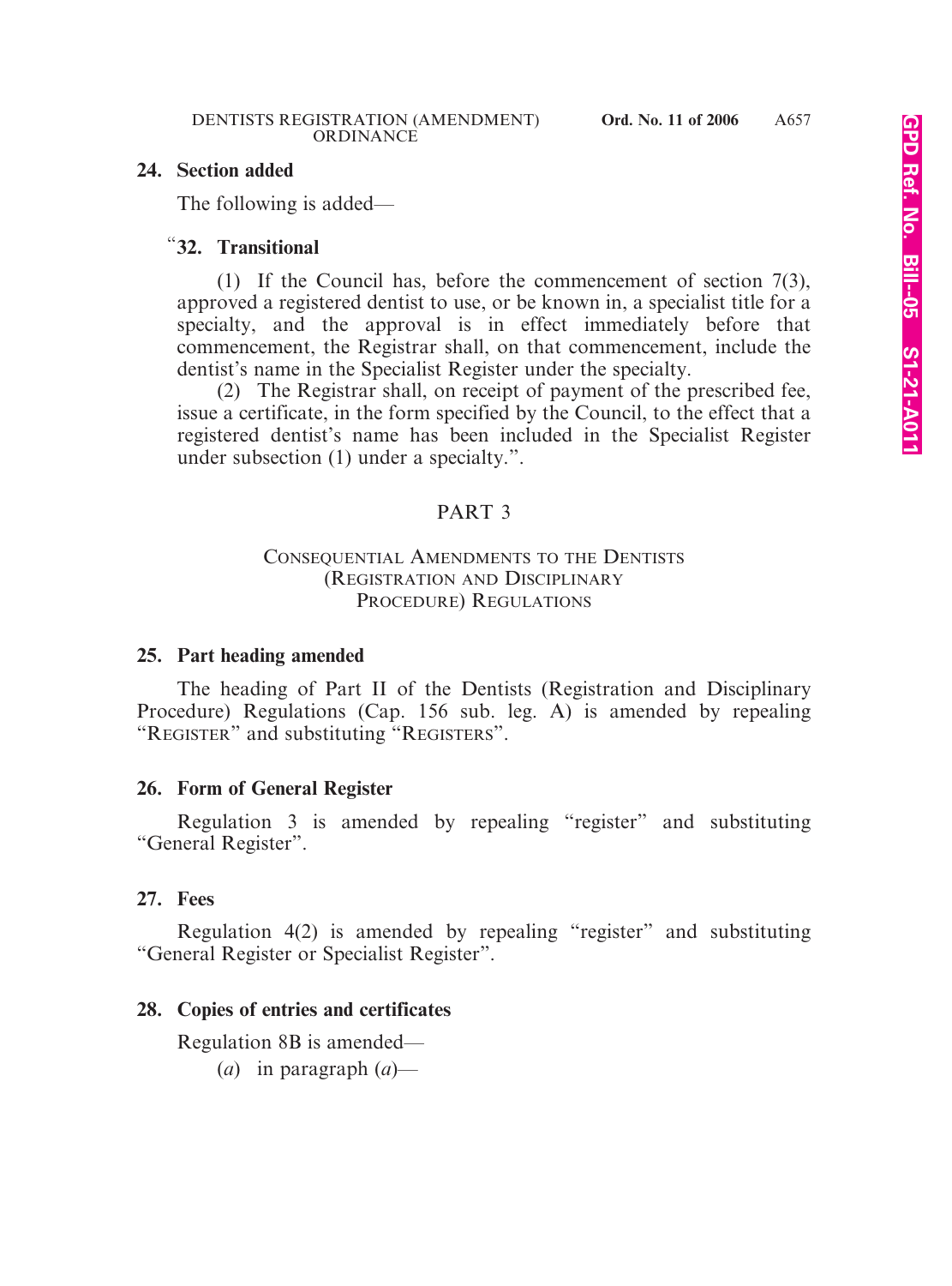**24. Section added**

The following is added—

“**32. Transitional**

(1) If the Council has, before the commencement of section 7(3), approved a registered dentist to use, or be known in, a specialist title for a specialty, and the approval is in effect immediately before that commencement, the Registrar shall, on that commencement, include the dentist’s name in the Specialist Register under the specialty.

(2) The Registrar shall, on receipt of payment of the prescribed fee, issue a certificate, in the form specified by the Council, to the effect that a registered dentist’s name has been included in the Specialist Register under subsection (1) under a specialty.”.

## PART 3

### CONSEQUENTIAL AMENDMENTS TO THE DENTISTS (REGISTRATION AND DISCIPLINARY PROCEDURE) REGULATIONS

**25. Part heading amended**

The heading of Part II of the Dentists (Registration and Disciplinary Procedure) Regulations (Cap. 156 sub. leg. A) is amended by repealing “REGISTER” and substituting “REGISTERS”.

**26. Form of General Register**

Regulation 3 is amended by repealing “register” and substituting “General Register”.

**27. Fees**

Regulation 4(2) is amended by repealing “register” and substituting “General Register or Specialist Register”.

**28. Copies of entries and certificates**

Regulation 8B is amended—

(*a*) in paragraph (*a*)—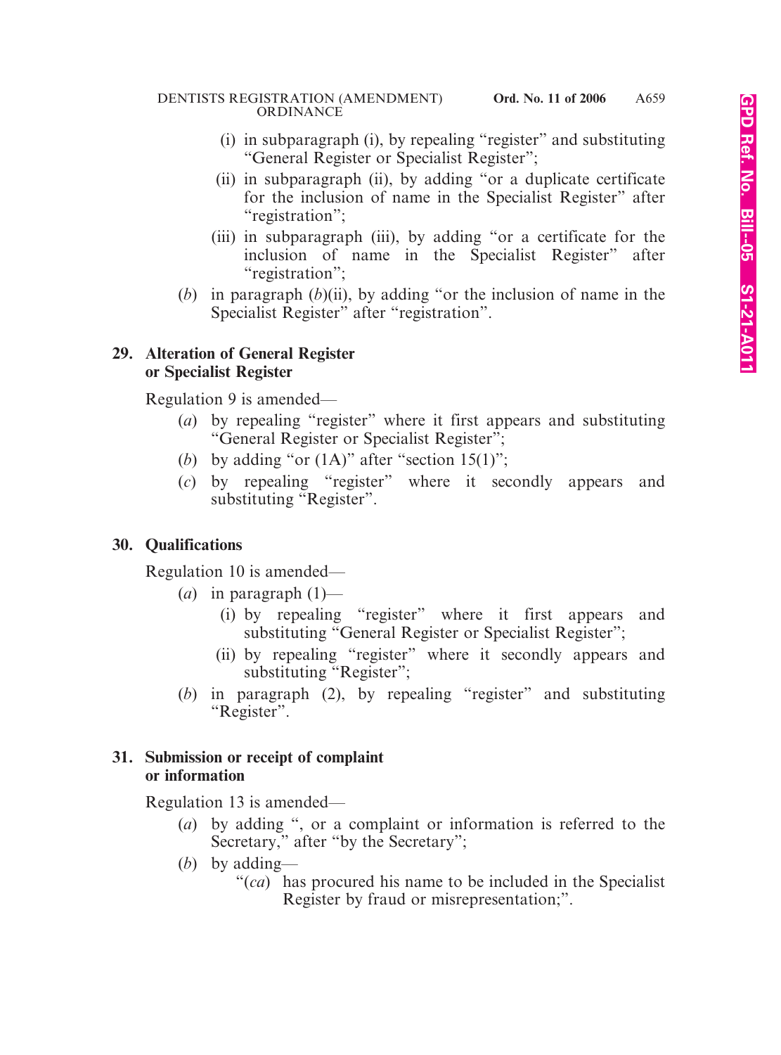(i) in subparagraph (i), by repealing "register" and substituting "General Register or Specialist Register";

(ii) in subparagraph (ii), by adding "or a duplicate certificate for the inclusion of name in the Specialist Register" after "registration";

(iii) in subparagraph (iii), by adding "or a certificate for the inclusion of name in the Specialist Register" after "registration";

(*b*) in paragraph (*b*)(ii), by adding "or the inclusion of name in the Specialist Register" after "registration".

**29. Alteration of General Register or Specialist Register**

Regulation 9 is amended—

(*a*) by repealing "register" where it first appears and substituting "General Register or Specialist Register";

(*b*) by adding "or (1A)" after "section 15(1)";

(*c*) by repealing "register" where it secondly appears and substituting "Register".

**30. Qualifications**

Regulation 10 is amended—

(*a*) in paragraph (1)—

(i) by repealing "register" where it first appears and substituting "General Register or Specialist Register";

(ii) by repealing "register" where it secondly appears and substituting "Register";

(*b*) in paragraph (2), by repealing "register" and substituting "Register".

**31. Submission or receipt of complaint or information**

Regulation 13 is amended—

(*a*) by adding ", or a complaint or information is referred to the Secretary," after "by the Secretary";

(*b*) by adding—

"(*ca*) has procured his name to be included in the Specialist Register by fraud or misrepresentation;".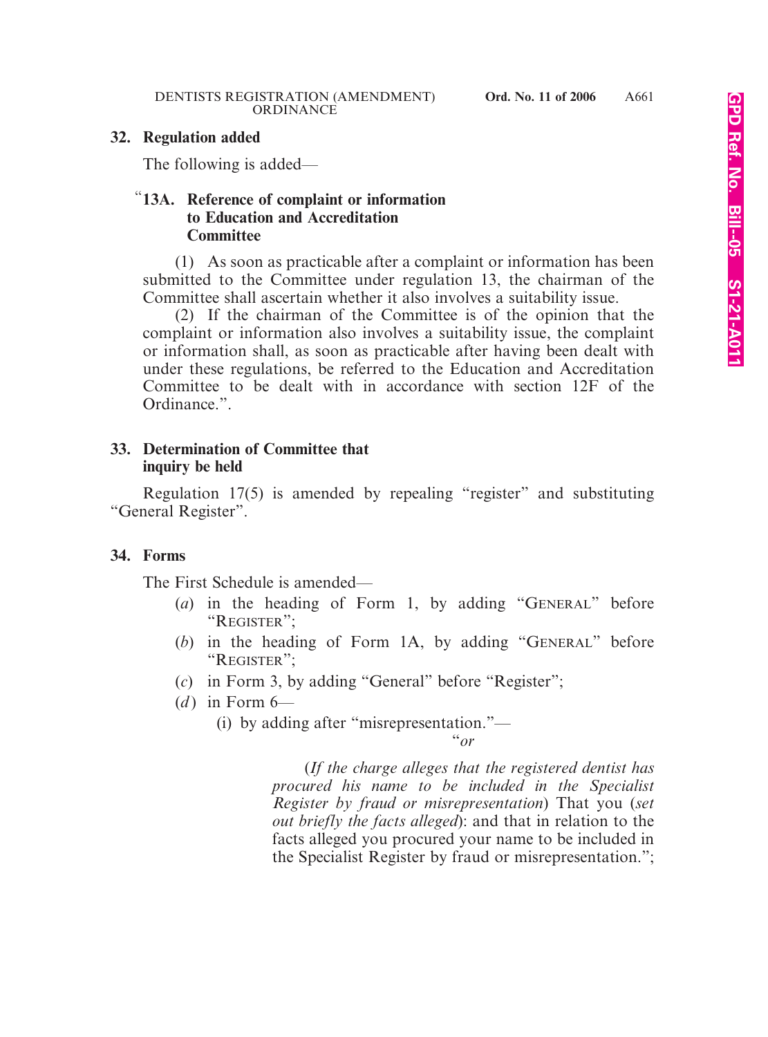**32. Regulation added**

The following is added—

"**13A. Reference of complaint or information to Education and Accreditation Committee**

(1) As soon as practicable after a complaint or information has been submitted to the Committee under regulation 13, the chairman of the Committee shall ascertain whether it also involves a suitability issue.

(2) If the chairman of the Committee is of the opinion that the complaint or information also involves a suitability issue, the complaint or information shall, as soon as practicable after having been dealt with under these regulations, be referred to the Education and Accreditation Committee to be dealt with in accordance with section 12F of the Ordinance.".

**33. Determination of Committee that inquiry be held**

Regulation 17(5) is amended by repealing "register" and substituting "General Register".

**34. Forms**

The First Schedule is amended—

- (*a*) in the heading of Form 1, by adding "GENERAL" before "REGISTER";
- (*b*) in the heading of Form 1A, by adding "GENERAL" before "REGISTER";
- (*c*) in Form 3, by adding "General" before "Register";
- (*d*) in Form 6—
  - (i) by adding after "misrepresentation."—

"*or*

(*If the charge alleges that the registered dentist has procured his name to be included in the Specialist Register by fraud or misrepresentation*) That you (*set out briefly the facts alleged*): and that in relation to the facts alleged you procured your name to be included in the Specialist Register by fraud or misrepresentation.";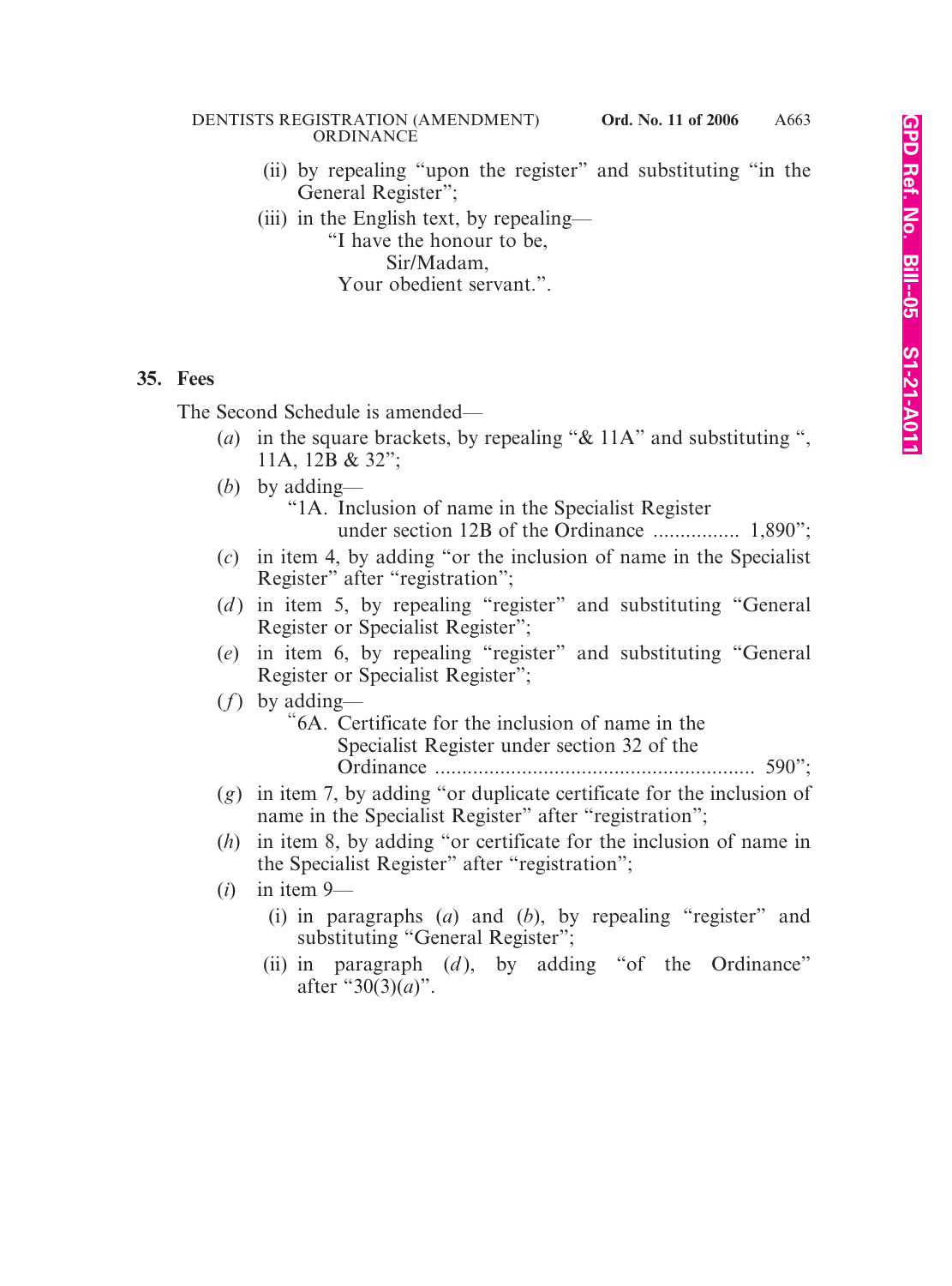(ii) by repealing "upon the register" and substituting "in the General Register";

(iii) in the English text, by repealing—

"I have the honour to be,
Sir/Madam,
Your obedient servant.".

## 35. Fees

The Second Schedule is amended—

(*a*) in the square brackets, by repealing "& 11A" and substituting ", 11A, 12B & 32";

(*b*) by adding—

"1A. Inclusion of name in the Specialist Register under section 12B of the Ordinance ................ 1,890";

(*c*) in item 4, by adding "or the inclusion of name in the Specialist Register" after "registration";

(*d*) in item 5, by repealing "register" and substituting "General Register or Specialist Register";

(*e*) in item 6, by repealing "register" and substituting "General Register or Specialist Register";

(*f*) by adding—

"6A. Certificate for the inclusion of name in the Specialist Register under section 32 of the Ordinance .......................................................... 590";

(*g*) in item 7, by adding "or duplicate certificate for the inclusion of name in the Specialist Register" after "registration";

(*h*) in item 8, by adding "or certificate for the inclusion of name in the Specialist Register" after "registration";

(*i*) in item 9—

(i) in paragraphs (*a*) and (*b*), by repealing "register" and substituting "General Register";

(ii) in paragraph (*d*), by adding "of the Ordinance" after "30(3)(*a*)".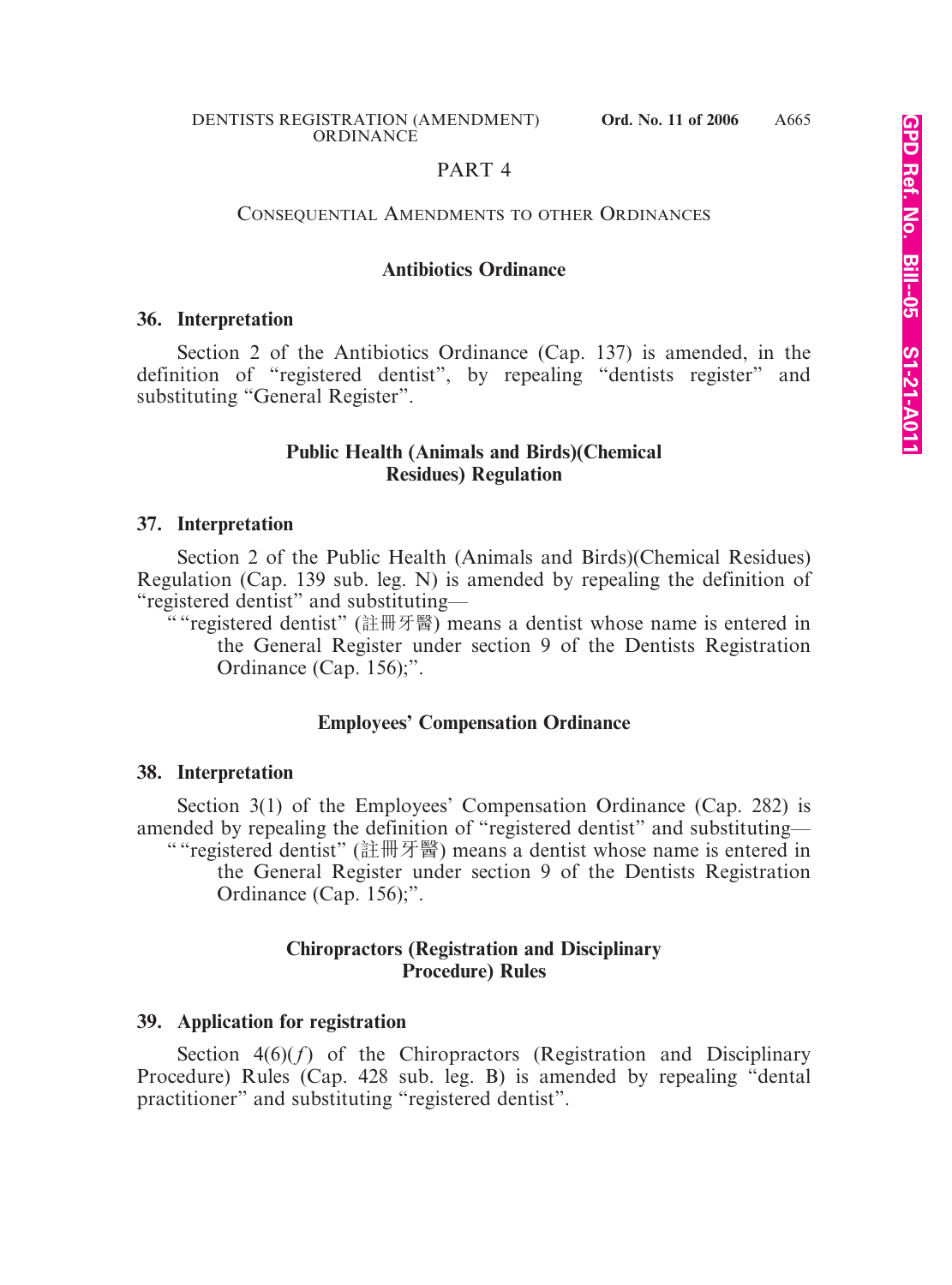## PART 4

### Consequential Amendments to other Ordinances

#### Antibiotics Ordinance

**36. Interpretation**

Section 2 of the Antibiotics Ordinance (Cap. 137) is amended, in the definition of "registered dentist", by repealing "dentists register" and substituting "General Register".

#### Public Health (Animals and Birds)(Chemical Residues) Regulation

**37. Interpretation**

Section 2 of the Public Health (Animals and Birds)(Chemical Residues) Regulation (Cap. 139 sub. leg. N) is amended by repealing the definition of "registered dentist" and substituting—

""registered dentist" (註冊牙醫) means a dentist whose name is entered in the General Register under section 9 of the Dentists Registration Ordinance (Cap. 156);".

#### Employees' Compensation Ordinance

**38. Interpretation**

Section 3(1) of the Employees' Compensation Ordinance (Cap. 282) is amended by repealing the definition of "registered dentist" and substituting—

""registered dentist" (註冊牙醫) means a dentist whose name is entered in the General Register under section 9 of the Dentists Registration Ordinance (Cap. 156);".

#### Chiropractors (Registration and Disciplinary Procedure) Rules

**39. Application for registration**

Section 4(6)(*f*) of the Chiropractors (Registration and Disciplinary Procedure) Rules (Cap. 428 sub. leg. B) is amended by repealing "dental practitioner" and substituting "registered dentist".